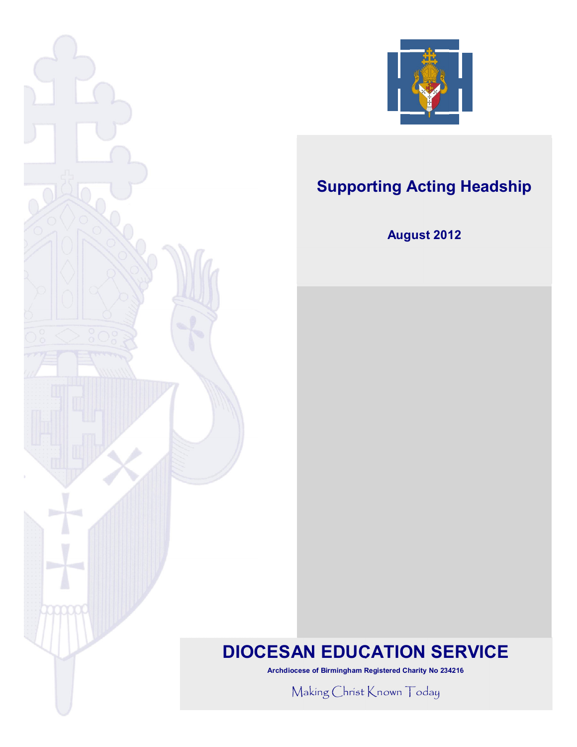# Supporting Acting Headship

**August 2012**

## DIOCESAN EDUCATION SERVICE

**Archdiocese of Birmingham Registered Charity No 234216**

Making Christ Known Today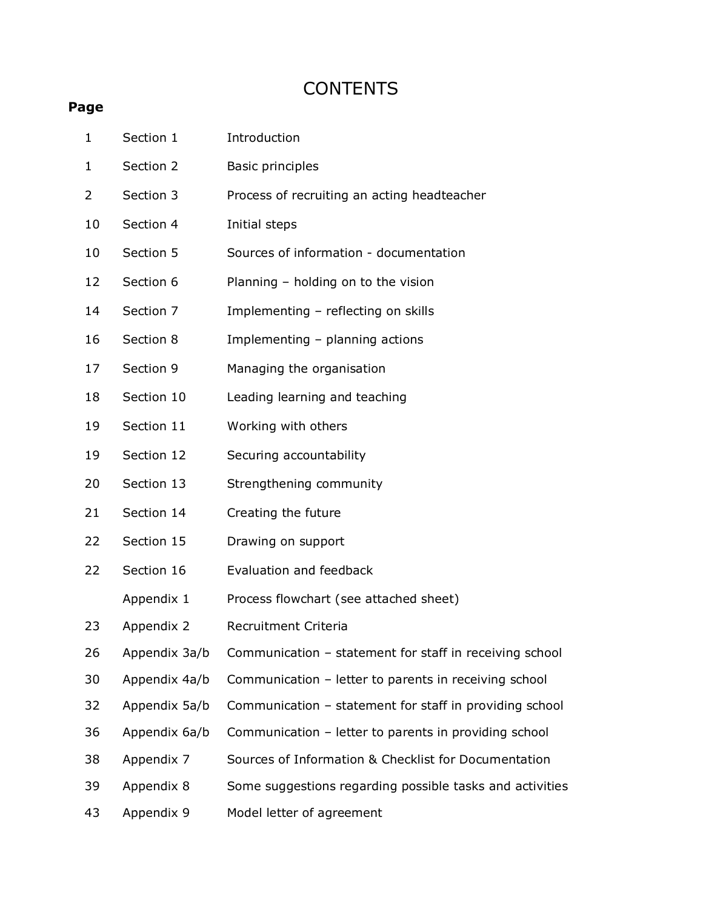# CONTENTS

| Page | | |
|---|---|---|
| 1 | Section 1 | Introduction |
| 1 | Section 2 | Basic principles |
| 2 | Section 3 | Process of recruiting an acting headteacher |
| 10 | Section 4 | Initial steps |
| 10 | Section 5 | Sources of information - documentation |
| 12 | Section 6 | Planning – holding on to the vision |
| 14 | Section 7 | Implementing – reflecting on skills |
| 16 | Section 8 | Implementing – planning actions |
| 17 | Section 9 | Managing the organisation |
| 18 | Section 10 | Leading learning and teaching |
| 19 | Section 11 | Working with others |
| 19 | Section 12 | Securing accountability |
| 20 | Section 13 | Strengthening community |
| 21 | Section 14 | Creating the future |
| 22 | Section 15 | Drawing on support |
| 22 | Section 16 | Evaluation and feedback |
| | Appendix 1 | Process flowchart (see attached sheet) |
| 23 | Appendix 2 | Recruitment Criteria |
| 26 | Appendix 3a/b | Communication – statement for staff in receiving school |
| 30 | Appendix 4a/b | Communication – letter to parents in receiving school |
| 32 | Appendix 5a/b | Communication – statement for staff in providing school |
| 36 | Appendix 6a/b | Communication – letter to parents in providing school |
| 38 | Appendix 7 | Sources of Information & Checklist for Documentation |
| 39 | Appendix 8 | Some suggestions regarding possible tasks and activities |
| 43 | Appendix 9 | Model letter of agreement |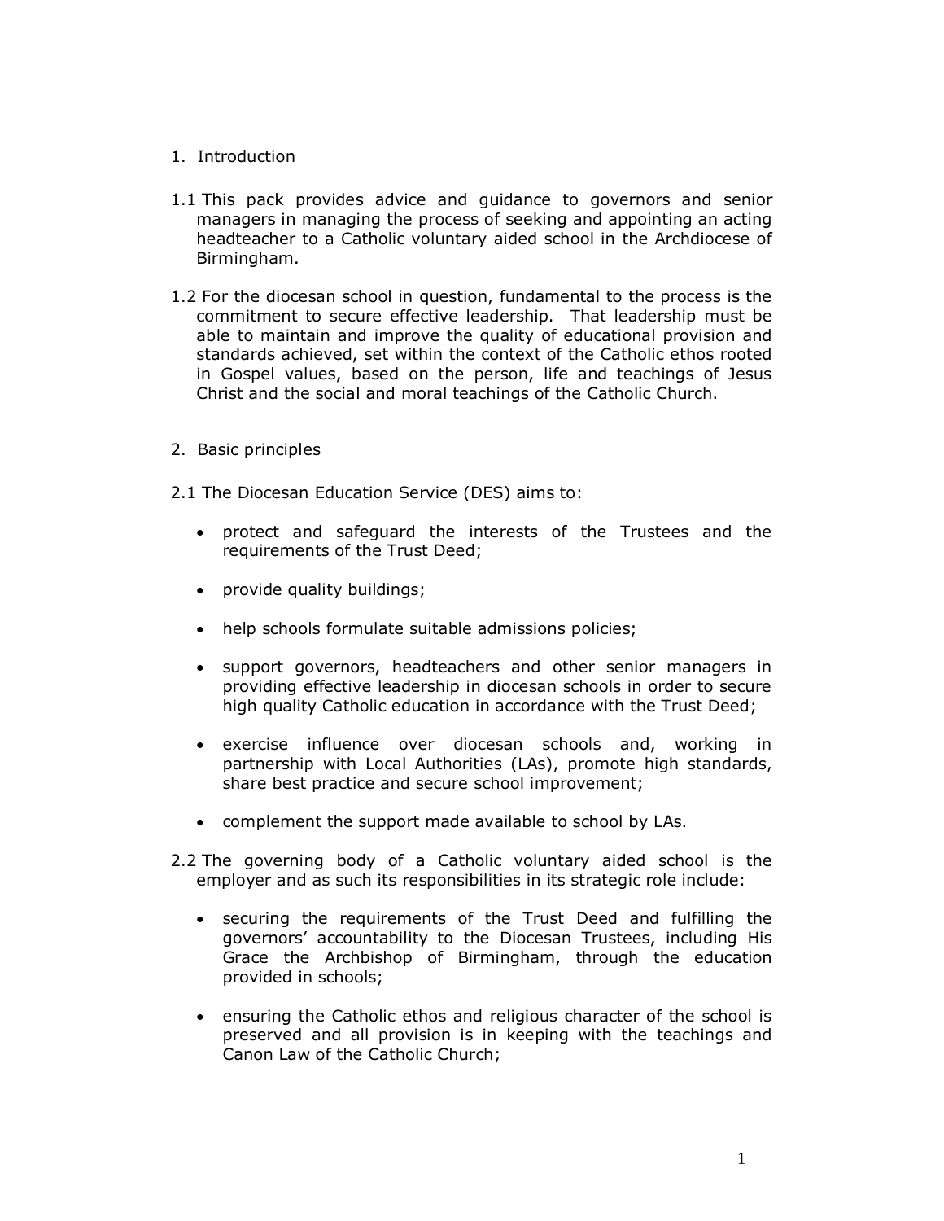## 1. Introduction

1.1 This pack provides advice and guidance to governors and senior managers in managing the process of seeking and appointing an acting headteacher to a Catholic voluntary aided school in the Archdiocese of Birmingham.

1.2 For the diocesan school in question, fundamental to the process is the commitment to secure effective leadership. That leadership must be able to maintain and improve the quality of educational provision and standards achieved, set within the context of the Catholic ethos rooted in Gospel values, based on the person, life and teachings of Jesus Christ and the social and moral teachings of the Catholic Church.

## 2. Basic principles

2.1 The Diocesan Education Service (DES) aims to:

- protect and safeguard the interests of the Trustees and the requirements of the Trust Deed;
- provide quality buildings;
- help schools formulate suitable admissions policies;
- support governors, headteachers and other senior managers in providing effective leadership in diocesan schools in order to secure high quality Catholic education in accordance with the Trust Deed;
- exercise influence over diocesan schools and, working in partnership with Local Authorities (LAs), promote high standards, share best practice and secure school improvement;
- complement the support made available to school by LAs.

2.2 The governing body of a Catholic voluntary aided school is the employer and as such its responsibilities in its strategic role include:

- securing the requirements of the Trust Deed and fulfilling the governors' accountability to the Diocesan Trustees, including His Grace the Archbishop of Birmingham, through the education provided in schools;
- ensuring the Catholic ethos and religious character of the school is preserved and all provision is in keeping with the teachings and Canon Law of the Catholic Church;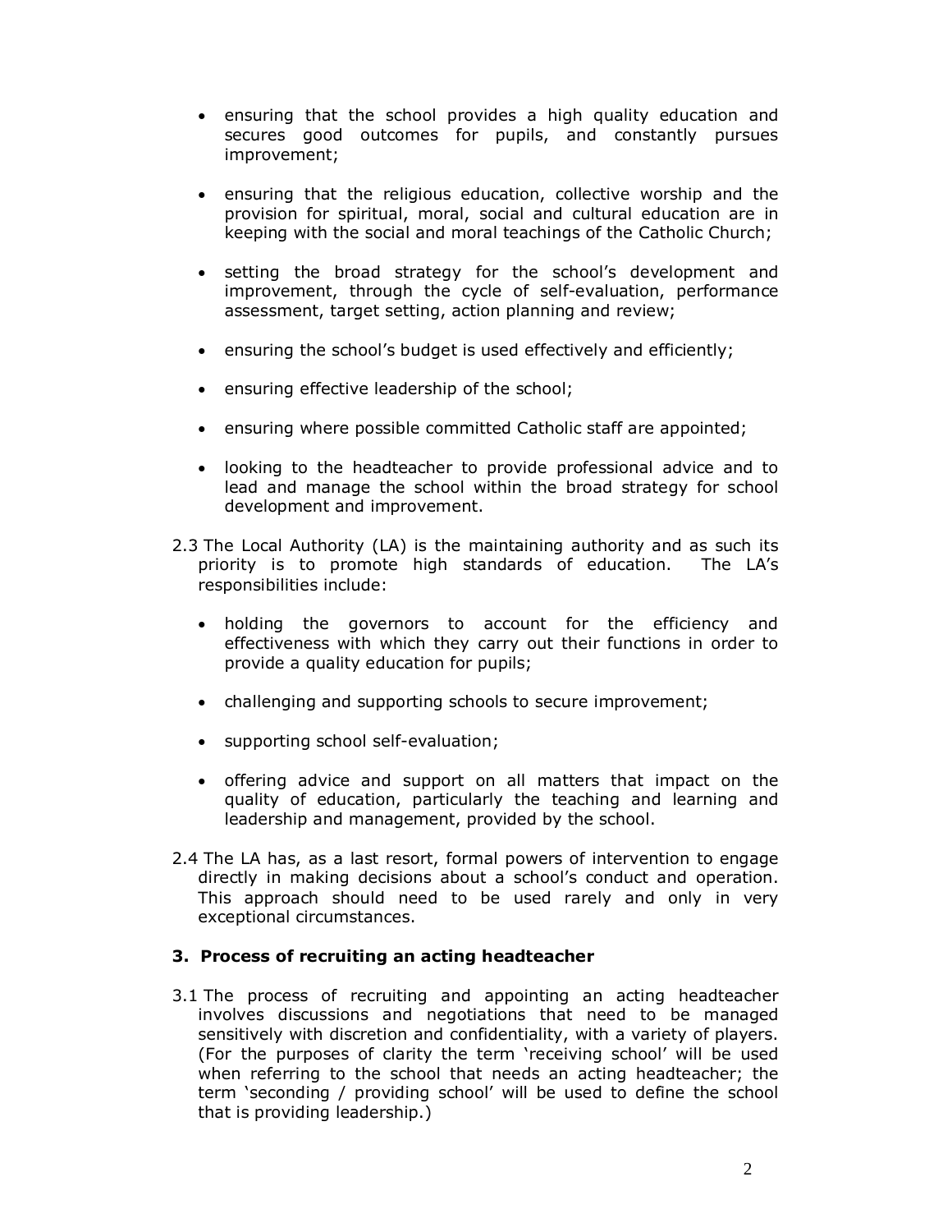- ensuring that the school provides a high quality education and secures good outcomes for pupils, and constantly pursues improvement;

- ensuring that the religious education, collective worship and the provision for spiritual, moral, social and cultural education are in keeping with the social and moral teachings of the Catholic Church;

- setting the broad strategy for the school's development and improvement, through the cycle of self-evaluation, performance assessment, target setting, action planning and review;

- ensuring the school's budget is used effectively and efficiently;

- ensuring effective leadership of the school;

- ensuring where possible committed Catholic staff are appointed;

- looking to the headteacher to provide professional advice and to lead and manage the school within the broad strategy for school development and improvement.

2.3 The Local Authority (LA) is the maintaining authority and as such its priority is to promote high standards of education. The LA's responsibilities include:

- holding the governors to account for the efficiency and effectiveness with which they carry out their functions in order to provide a quality education for pupils;

- challenging and supporting schools to secure improvement;

- supporting school self-evaluation;

- offering advice and support on all matters that impact on the quality of education, particularly the teaching and learning and leadership and management, provided by the school.

2.4 The LA has, as a last resort, formal powers of intervention to engage directly in making decisions about a school's conduct and operation. This approach should need to be used rarely and only in very exceptional circumstances.

### 3. Process of recruiting an acting headteacher

3.1 The process of recruiting and appointing an acting headteacher involves discussions and negotiations that need to be managed sensitively with discretion and confidentiality, with a variety of players. (For the purposes of clarity the term 'receiving school' will be used when referring to the school that needs an acting headteacher; the term 'seconding / providing school' will be used to define the school that is providing leadership.)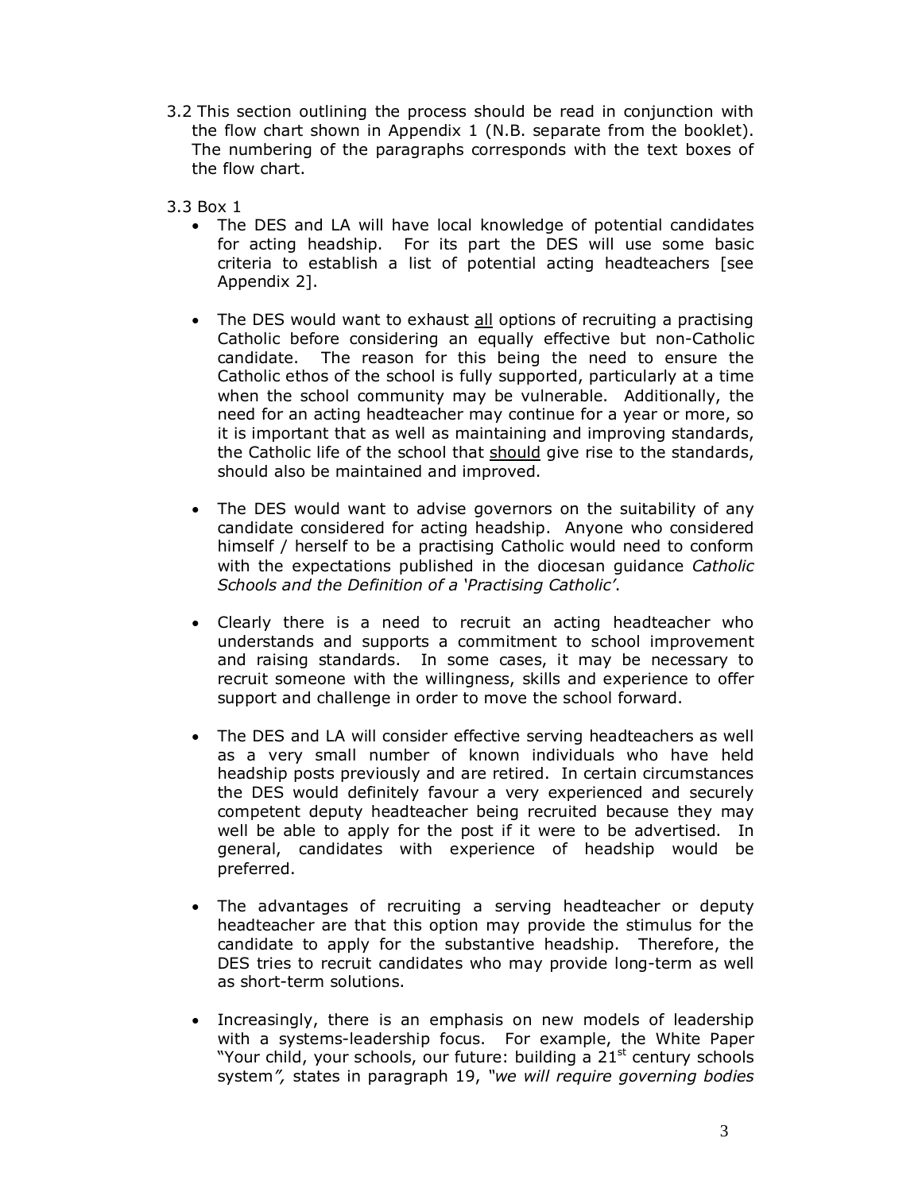3.2 This section outlining the process should be read in conjunction with the flow chart shown in Appendix 1 (N.B. separate from the booklet). The numbering of the paragraphs corresponds with the text boxes of the flow chart.

3.3 Box 1

- The DES and LA will have local knowledge of potential candidates for acting headship. For its part the DES will use some basic criteria to establish a list of potential acting headteachers [see Appendix 2].

- The DES would want to exhaust <u>all</u> options of recruiting a practising Catholic before considering an equally effective but non-Catholic candidate. The reason for this being the need to ensure the Catholic ethos of the school is fully supported, particularly at a time when the school community may be vulnerable. Additionally, the need for an acting headteacher may continue for a year or more, so it is important that as well as maintaining and improving standards, the Catholic life of the school that <u>should</u> give rise to the standards, should also be maintained and improved.

- The DES would want to advise governors on the suitability of any candidate considered for acting headship. Anyone who considered himself / herself to be a practising Catholic would need to conform with the expectations published in the diocesan guidance *Catholic Schools and the Definition of a 'Practising Catholic'*.

- Clearly there is a need to recruit an acting headteacher who understands and supports a commitment to school improvement and raising standards. In some cases, it may be necessary to recruit someone with the willingness, skills and experience to offer support and challenge in order to move the school forward.

- The DES and LA will consider effective serving headteachers as well as a very small number of known individuals who have held headship posts previously and are retired. In certain circumstances the DES would definitely favour a very experienced and securely competent deputy headteacher being recruited because they may well be able to apply for the post if it were to be advertised. In general, candidates with experience of headship would be preferred.

- The advantages of recruiting a serving headteacher or deputy headteacher are that this option may provide the stimulus for the candidate to apply for the substantive headship. Therefore, the DES tries to recruit candidates who may provide long-term as well as short-term solutions.

- Increasingly, there is an emphasis on new models of leadership with a systems-leadership focus. For example, the White Paper "Your child, your schools, our future: building a 21st century schools system*",* states in paragraph 19, *"we will require governing bodies*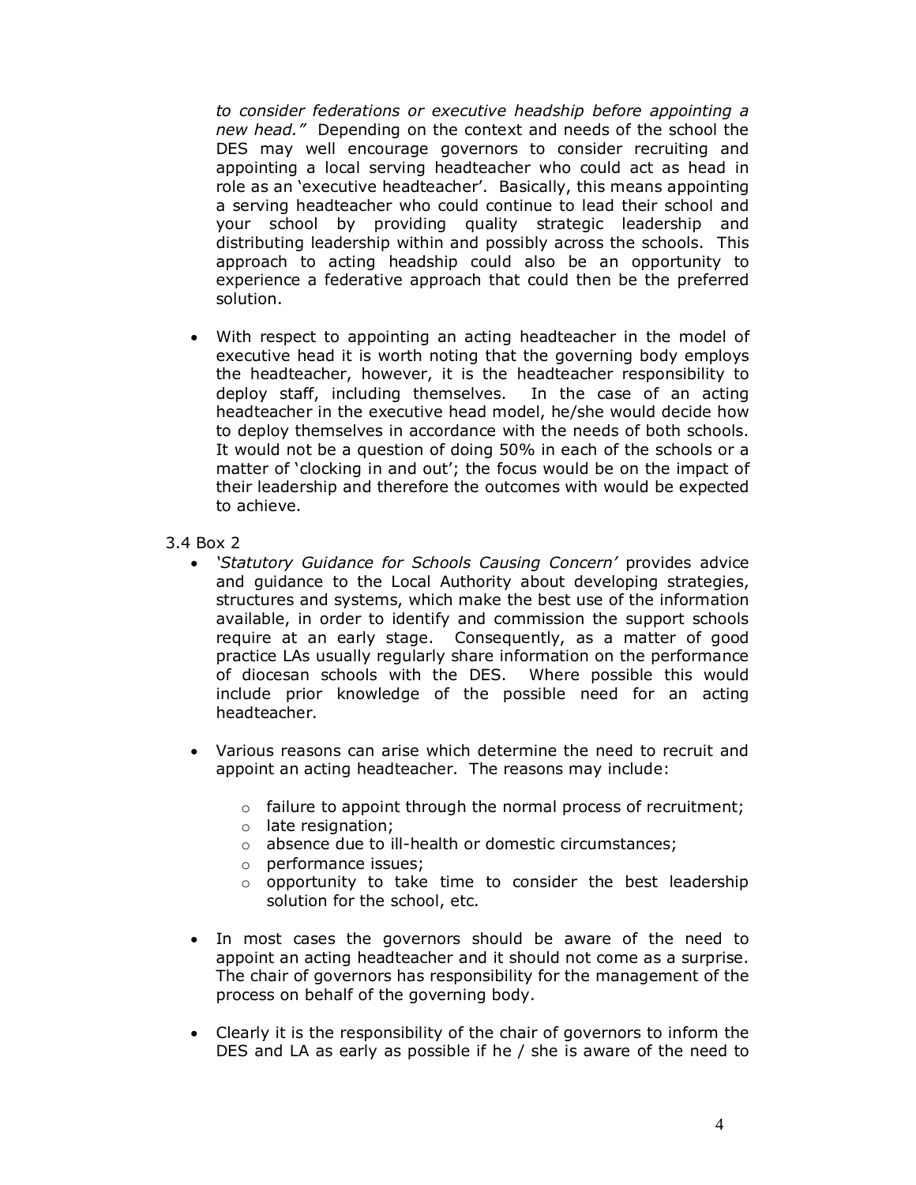*to consider federations or executive headship before appointing a new head."* Depending on the context and needs of the school the DES may well encourage governors to consider recruiting and appointing a local serving headteacher who could act as head in role as an 'executive headteacher'. Basically, this means appointing a serving headteacher who could continue to lead their school and your school by providing quality strategic leadership and distributing leadership within and possibly across the schools. This approach to acting headship could also be an opportunity to experience a federative approach that could then be the preferred solution.

- With respect to appointing an acting headteacher in the model of executive head it is worth noting that the governing body employs the headteacher, however, it is the headteacher responsibility to deploy staff, including themselves. In the case of an acting headteacher in the executive head model, he/she would decide how to deploy themselves in accordance with the needs of both schools. It would not be a question of doing 50% in each of the schools or a matter of 'clocking in and out'; the focus would be on the impact of their leadership and therefore the outcomes with would be expected to achieve.

3.4 Box 2

- *'Statutory Guidance for Schools Causing Concern'* provides advice and guidance to the Local Authority about developing strategies, structures and systems, which make the best use of the information available, in order to identify and commission the support schools require at an early stage. Consequently, as a matter of good practice LAs usually regularly share information on the performance of diocesan schools with the DES. Where possible this would include prior knowledge of the possible need for an acting headteacher.

- Various reasons can arise which determine the need to recruit and appoint an acting headteacher. The reasons may include:
  - failure to appoint through the normal process of recruitment;
  - late resignation;
  - absence due to ill-health or domestic circumstances;
  - performance issues;
  - opportunity to take time to consider the best leadership solution for the school, etc.

- In most cases the governors should be aware of the need to appoint an acting headteacher and it should not come as a surprise. The chair of governors has responsibility for the management of the process on behalf of the governing body.

- Clearly it is the responsibility of the chair of governors to inform the DES and LA as early as possible if he / she is aware of the need to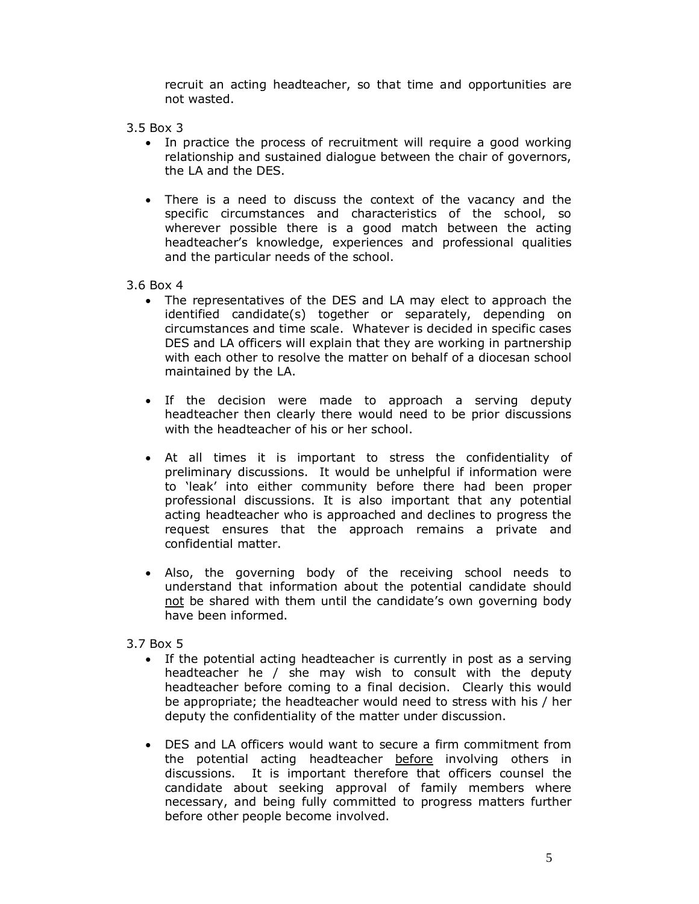recruit an acting headteacher, so that time and opportunities are not wasted.

3.5 Box 3

- In practice the process of recruitment will require a good working relationship and sustained dialogue between the chair of governors, the LA and the DES.

- There is a need to discuss the context of the vacancy and the specific circumstances and characteristics of the school, so wherever possible there is a good match between the acting headteacher's knowledge, experiences and professional qualities and the particular needs of the school.

3.6 Box 4

- The representatives of the DES and LA may elect to approach the identified candidate(s) together or separately, depending on circumstances and time scale. Whatever is decided in specific cases DES and LA officers will explain that they are working in partnership with each other to resolve the matter on behalf of a diocesan school maintained by the LA.

- If the decision were made to approach a serving deputy headteacher then clearly there would need to be prior discussions with the headteacher of his or her school.

- At all times it is important to stress the confidentiality of preliminary discussions. It would be unhelpful if information were to 'leak' into either community before there had been proper professional discussions. It is also important that any potential acting headteacher who is approached and declines to progress the request ensures that the approach remains a private and confidential matter.

- Also, the governing body of the receiving school needs to understand that information about the potential candidate should <u>not</u> be shared with them until the candidate's own governing body have been informed.

3.7 Box 5

- If the potential acting headteacher is currently in post as a serving headteacher he / she may wish to consult with the deputy headteacher before coming to a final decision. Clearly this would be appropriate; the headteacher would need to stress with his / her deputy the confidentiality of the matter under discussion.

- DES and LA officers would want to secure a firm commitment from the potential acting headteacher <u>before</u> involving others in discussions. It is important therefore that officers counsel the candidate about seeking approval of family members where necessary, and being fully committed to progress matters further before other people become involved.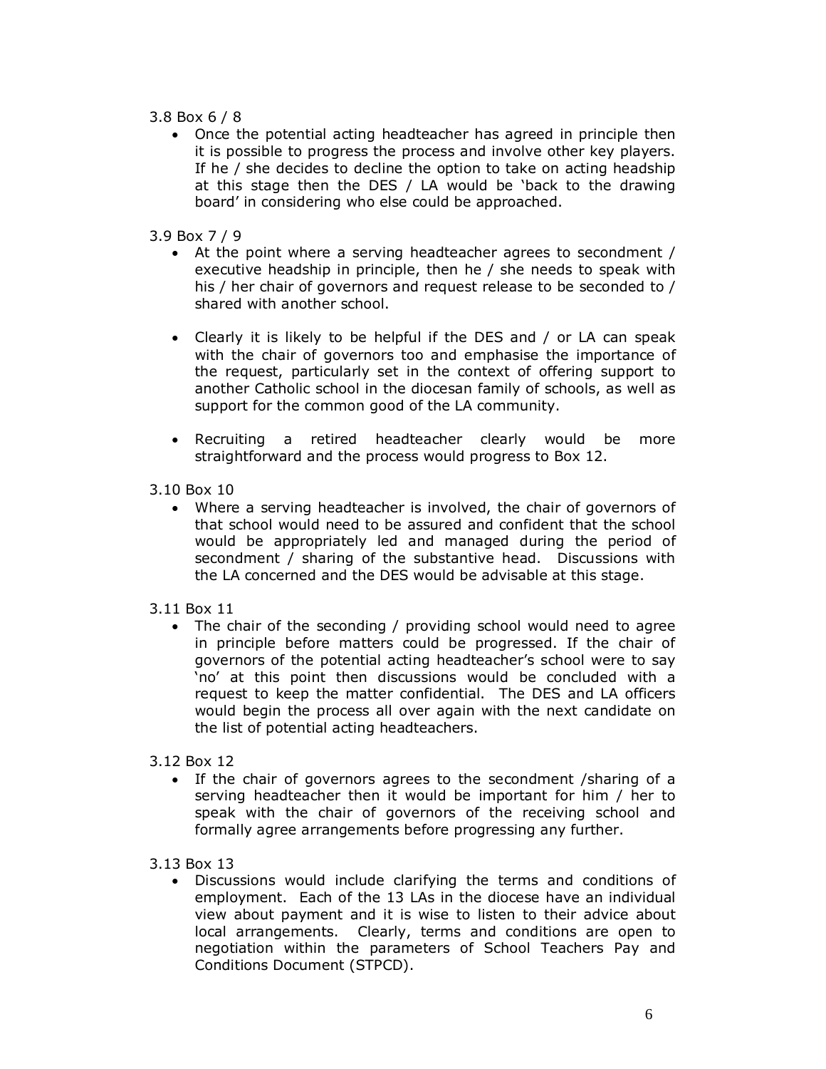3.8 Box 6 / 8

- Once the potential acting headteacher has agreed in principle then it is possible to progress the process and involve other key players. If he / she decides to decline the option to take on acting headship at this stage then the DES / LA would be 'back to the drawing board' in considering who else could be approached.

3.9 Box 7 / 9

- At the point where a serving headteacher agrees to secondment / executive headship in principle, then he / she needs to speak with his / her chair of governors and request release to be seconded to / shared with another school.

- Clearly it is likely to be helpful if the DES and / or LA can speak with the chair of governors too and emphasise the importance of the request, particularly set in the context of offering support to another Catholic school in the diocesan family of schools, as well as support for the common good of the LA community.

- Recruiting a retired headteacher clearly would be more straightforward and the process would progress to Box 12.

3.10 Box 10

- Where a serving headteacher is involved, the chair of governors of that school would need to be assured and confident that the school would be appropriately led and managed during the period of secondment / sharing of the substantive head. Discussions with the LA concerned and the DES would be advisable at this stage.

3.11 Box 11

- The chair of the seconding / providing school would need to agree in principle before matters could be progressed. If the chair of governors of the potential acting headteacher's school were to say 'no' at this point then discussions would be concluded with a request to keep the matter confidential. The DES and LA officers would begin the process all over again with the next candidate on the list of potential acting headteachers.

3.12 Box 12

- If the chair of governors agrees to the secondment /sharing of a serving headteacher then it would be important for him / her to speak with the chair of governors of the receiving school and formally agree arrangements before progressing any further.

3.13 Box 13

- Discussions would include clarifying the terms and conditions of employment. Each of the 13 LAs in the diocese have an individual view about payment and it is wise to listen to their advice about local arrangements. Clearly, terms and conditions are open to negotiation within the parameters of School Teachers Pay and Conditions Document (STPCD).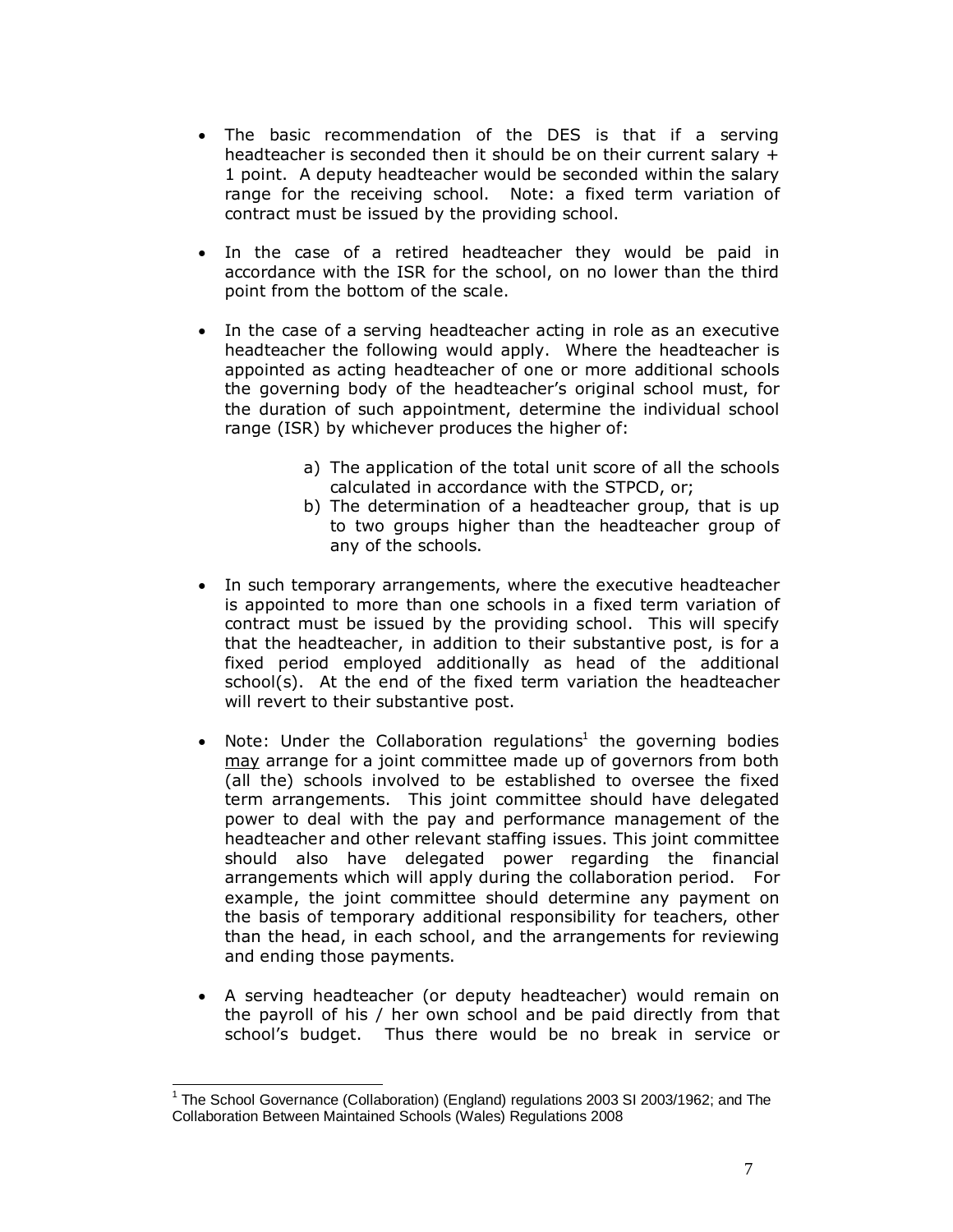- The basic recommendation of the DES is that if a serving headteacher is seconded then it should be on their current salary + 1 point. A deputy headteacher would be seconded within the salary range for the receiving school. Note: a fixed term variation of contract must be issued by the providing school.

- In the case of a retired headteacher they would be paid in accordance with the ISR for the school, on no lower than the third point from the bottom of the scale.

- In the case of a serving headteacher acting in role as an executive headteacher the following would apply. Where the headteacher is appointed as acting headteacher of one or more additional schools the governing body of the headteacher's original school must, for the duration of such appointment, determine the individual school range (ISR) by whichever produces the higher of:

  a) The application of the total unit score of all the schools calculated in accordance with the STPCD, or;
  b) The determination of a headteacher group, that is up to two groups higher than the headteacher group of any of the schools.

- In such temporary arrangements, where the executive headteacher is appointed to more than one schools in a fixed term variation of contract must be issued by the providing school. This will specify that the headteacher, in addition to their substantive post, is for a fixed period employed additionally as head of the additional school(s). At the end of the fixed term variation the headteacher will revert to their substantive post.

- Note: Under the Collaboration regulations[1] the governing bodies may arrange for a joint committee made up of governors from both (all the) schools involved to be established to oversee the fixed term arrangements. This joint committee should have delegated power to deal with the pay and performance management of the headteacher and other relevant staffing issues. This joint committee should also have delegated power regarding the financial arrangements which will apply during the collaboration period. For example, the joint committee should determine any payment on the basis of temporary additional responsibility for teachers, other than the head, in each school, and the arrangements for reviewing and ending those payments.

- A serving headteacher (or deputy headteacher) would remain on the payroll of his / her own school and be paid directly from that school's budget. Thus there would be no break in service or

[1] The School Governance (Collaboration) (England) regulations 2003 SI 2003/1962; and The Collaboration Between Maintained Schools (Wales) Regulations 2008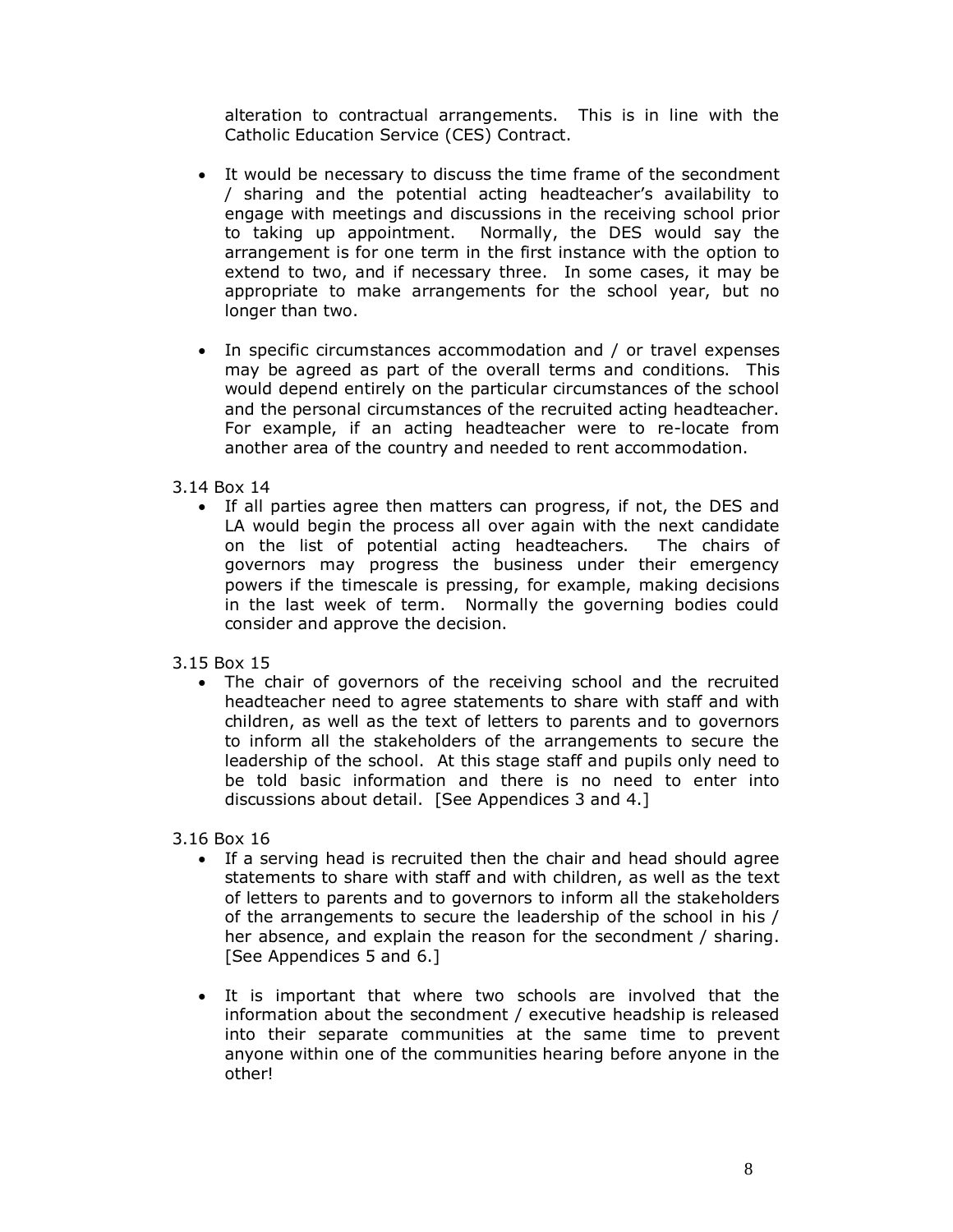alteration to contractual arrangements. This is in line with the Catholic Education Service (CES) Contract.

- It would be necessary to discuss the time frame of the secondment / sharing and the potential acting headteacher's availability to engage with meetings and discussions in the receiving school prior to taking up appointment. Normally, the DES would say the arrangement is for one term in the first instance with the option to extend to two, and if necessary three. In some cases, it may be appropriate to make arrangements for the school year, but no longer than two.
- In specific circumstances accommodation and / or travel expenses may be agreed as part of the overall terms and conditions. This would depend entirely on the particular circumstances of the school and the personal circumstances of the recruited acting headteacher. For example, if an acting headteacher were to re-locate from another area of the country and needed to rent accommodation.

3.14 Box 14

- If all parties agree then matters can progress, if not, the DES and LA would begin the process all over again with the next candidate on the list of potential acting headteachers. The chairs of governors may progress the business under their emergency powers if the timescale is pressing, for example, making decisions in the last week of term. Normally the governing bodies could consider and approve the decision.

3.15 Box 15

- The chair of governors of the receiving school and the recruited headteacher need to agree statements to share with staff and with children, as well as the text of letters to parents and to governors to inform all the stakeholders of the arrangements to secure the leadership of the school. At this stage staff and pupils only need to be told basic information and there is no need to enter into discussions about detail. [See Appendices 3 and 4.]

3.16 Box 16

- If a serving head is recruited then the chair and head should agree statements to share with staff and with children, as well as the text of letters to parents and to governors to inform all the stakeholders of the arrangements to secure the leadership of the school in his / her absence, and explain the reason for the secondment / sharing. [See Appendices 5 and 6.]
- It is important that where two schools are involved that the information about the secondment / executive headship is released into their separate communities at the same time to prevent anyone within one of the communities hearing before anyone in the other!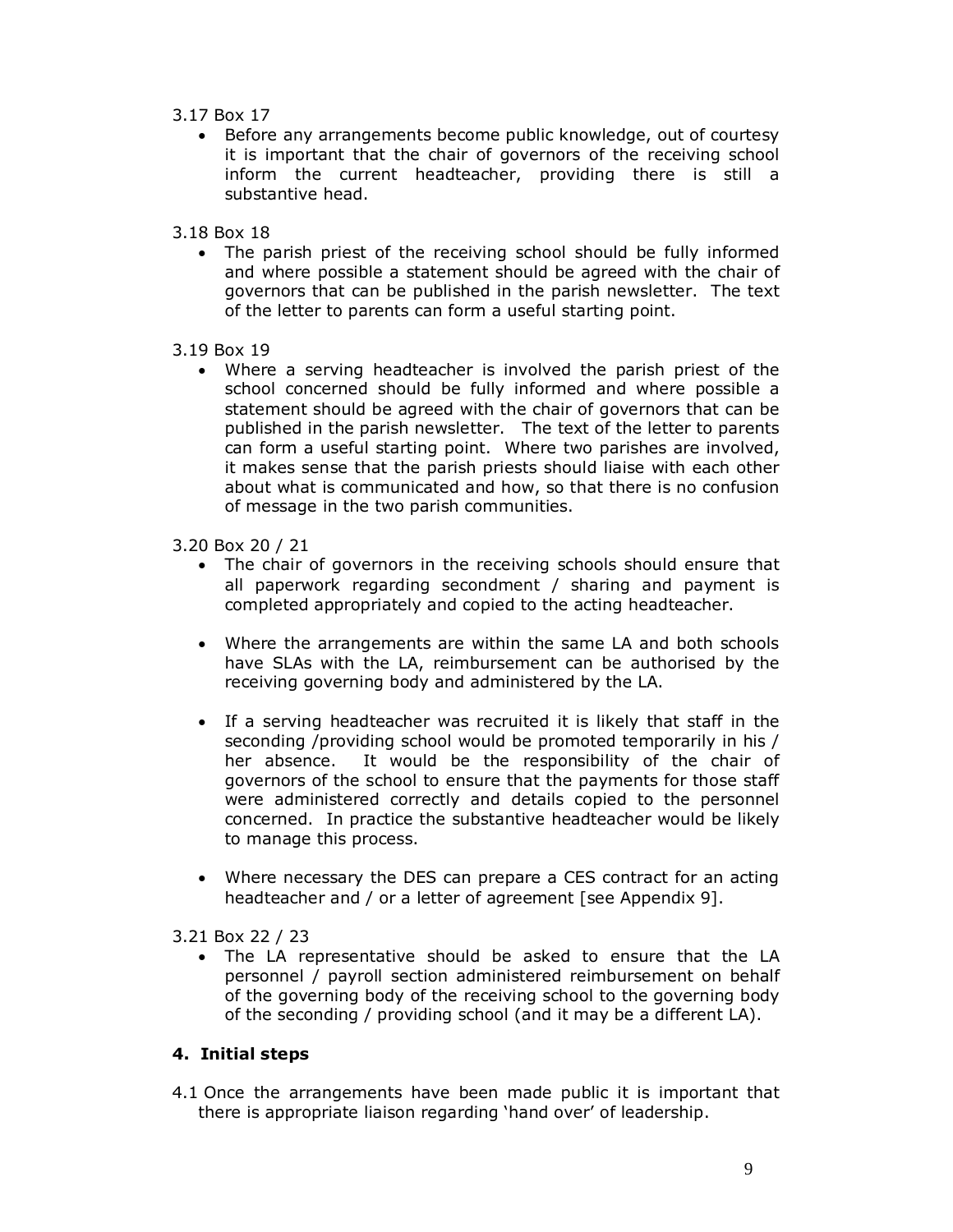3.17 Box 17

- Before any arrangements become public knowledge, out of courtesy it is important that the chair of governors of the receiving school inform the current headteacher, providing there is still a substantive head.

3.18 Box 18

- The parish priest of the receiving school should be fully informed and where possible a statement should be agreed with the chair of governors that can be published in the parish newsletter. The text of the letter to parents can form a useful starting point.

3.19 Box 19

- Where a serving headteacher is involved the parish priest of the school concerned should be fully informed and where possible a statement should be agreed with the chair of governors that can be published in the parish newsletter. The text of the letter to parents can form a useful starting point. Where two parishes are involved, it makes sense that the parish priests should liaise with each other about what is communicated and how, so that there is no confusion of message in the two parish communities.

3.20 Box 20 / 21

- The chair of governors in the receiving schools should ensure that all paperwork regarding secondment / sharing and payment is completed appropriately and copied to the acting headteacher.

- Where the arrangements are within the same LA and both schools have SLAs with the LA, reimbursement can be authorised by the receiving governing body and administered by the LA.

- If a serving headteacher was recruited it is likely that staff in the seconding /providing school would be promoted temporarily in his / her absence. It would be the responsibility of the chair of governors of the school to ensure that the payments for those staff were administered correctly and details copied to the personnel concerned. In practice the substantive headteacher would be likely to manage this process.

- Where necessary the DES can prepare a CES contract for an acting headteacher and / or a letter of agreement [see Appendix 9].

3.21 Box 22 / 23

- The LA representative should be asked to ensure that the LA personnel / payroll section administered reimbursement on behalf of the governing body of the receiving school to the governing body of the seconding / providing school (and it may be a different LA).

## 4. Initial steps

4.1 Once the arrangements have been made public it is important that there is appropriate liaison regarding 'hand over' of leadership.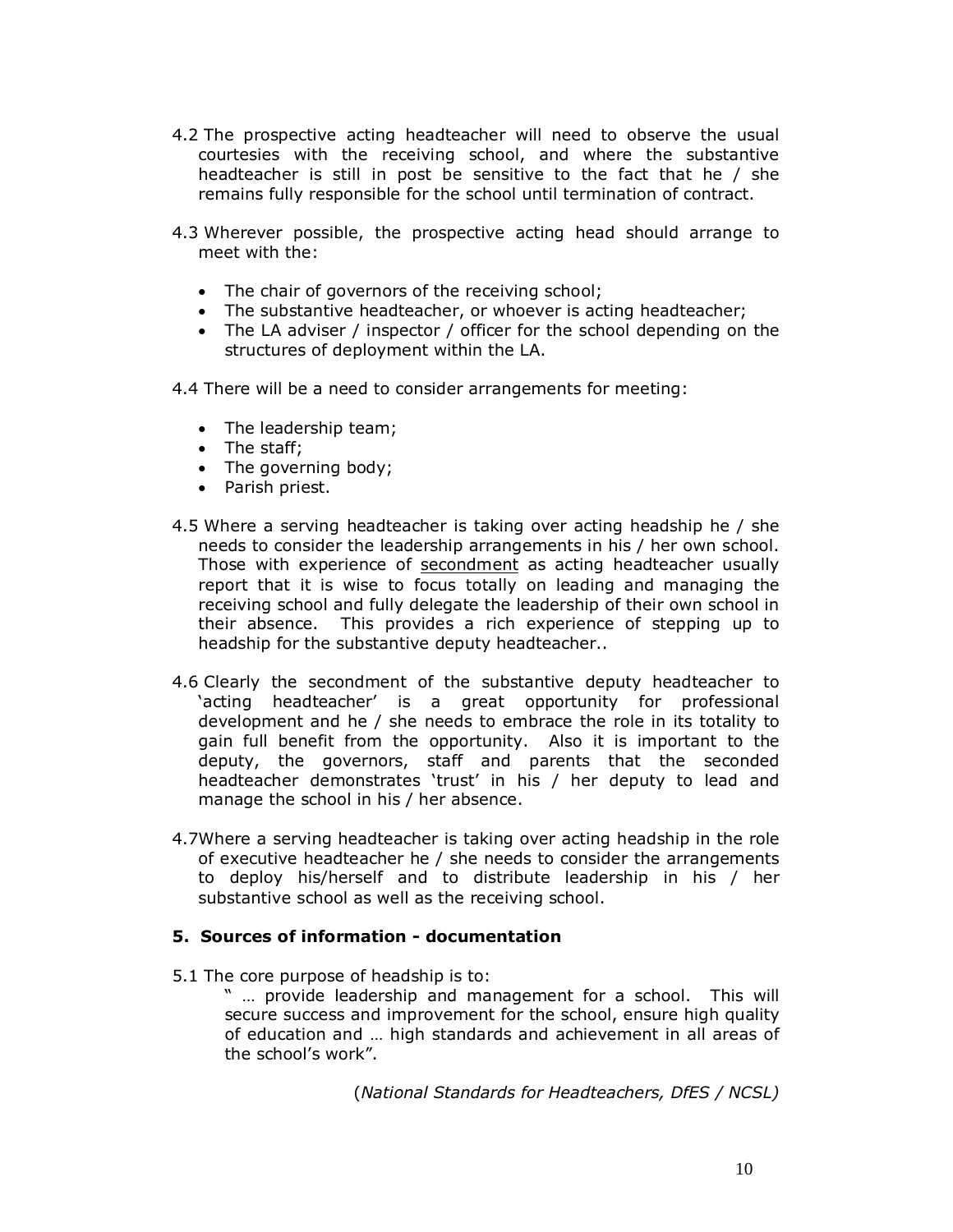4.2 The prospective acting headteacher will need to observe the usual courtesies with the receiving school, and where the substantive headteacher is still in post be sensitive to the fact that he / she remains fully responsible for the school until termination of contract.

4.3 Wherever possible, the prospective acting head should arrange to meet with the:

- The chair of governors of the receiving school;
- The substantive headteacher, or whoever is acting headteacher;
- The LA adviser / inspector / officer for the school depending on the structures of deployment within the LA.

4.4 There will be a need to consider arrangements for meeting:

- The leadership team;
- The staff;
- The governing body;
- Parish priest.

4.5 Where a serving headteacher is taking over acting headship he / she needs to consider the leadership arrangements in his / her own school. Those with experience of <u>secondment</u> as acting headteacher usually report that it is wise to focus totally on leading and managing the receiving school and fully delegate the leadership of their own school in their absence. This provides a rich experience of stepping up to headship for the substantive deputy headteacher..

4.6 Clearly the secondment of the substantive deputy headteacher to 'acting headteacher' is a great opportunity for professional development and he / she needs to embrace the role in its totality to gain full benefit from the opportunity. Also it is important to the deputy, the governors, staff and parents that the seconded headteacher demonstrates 'trust' in his / her deputy to lead and manage the school in his / her absence.

4.7Where a serving headteacher is taking over acting headship in the role of executive headteacher he / she needs to consider the arrangements to deploy his/herself and to distribute leadership in his / her substantive school as well as the receiving school.

## 5. Sources of information - documentation

5.1 The core purpose of headship is to:

" … provide leadership and management for a school. This will secure success and improvement for the school, ensure high quality of education and … high standards and achievement in all areas of the school's work".

(*National Standards for Headteachers, DfES / NCSL)*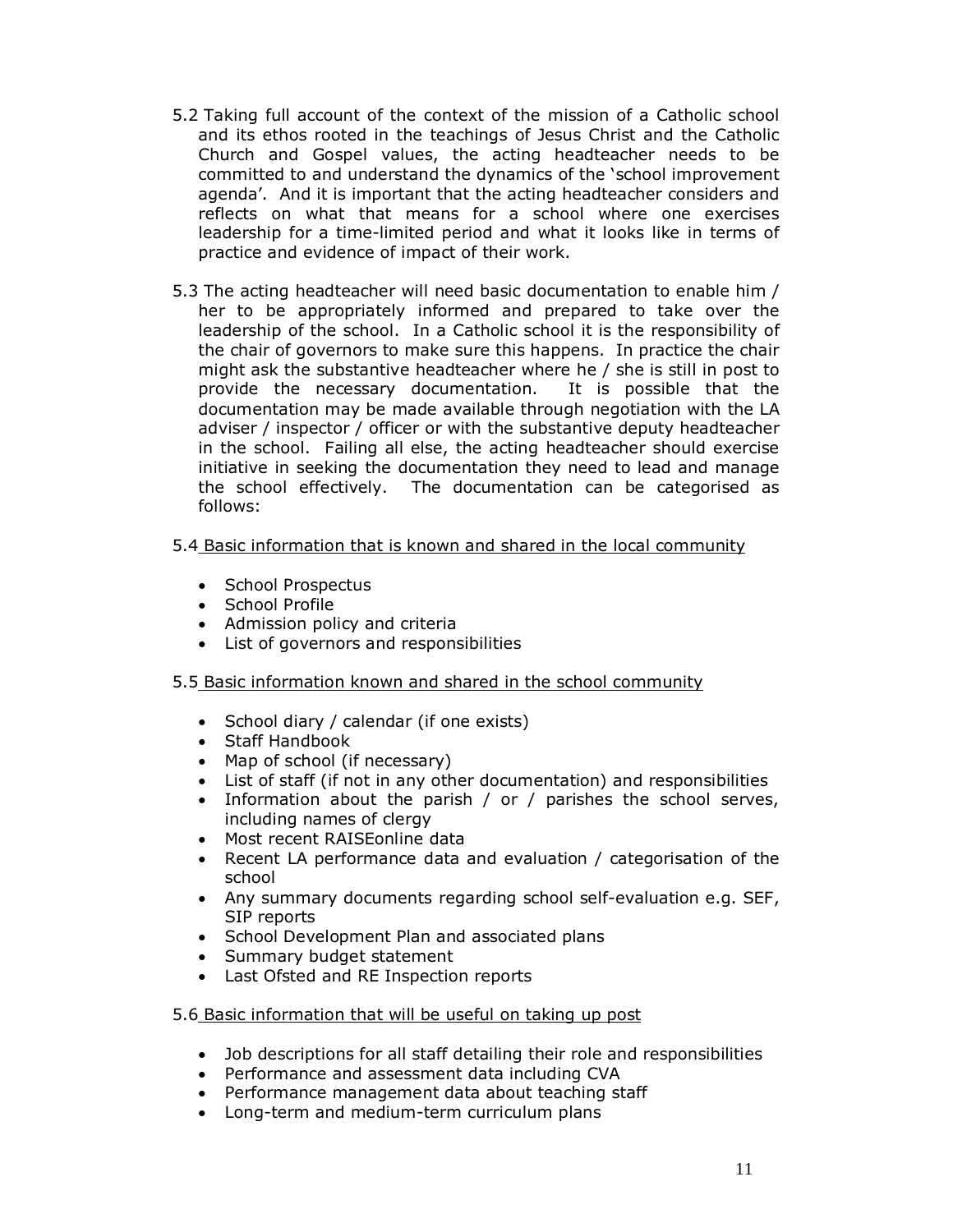5.2 Taking full account of the context of the mission of a Catholic school and its ethos rooted in the teachings of Jesus Christ and the Catholic Church and Gospel values, the acting headteacher needs to be committed to and understand the dynamics of the 'school improvement agenda'. And it is important that the acting headteacher considers and reflects on what that means for a school where one exercises leadership for a time-limited period and what it looks like in terms of practice and evidence of impact of their work.

5.3 The acting headteacher will need basic documentation to enable him / her to be appropriately informed and prepared to take over the leadership of the school. In a Catholic school it is the responsibility of the chair of governors to make sure this happens. In practice the chair might ask the substantive headteacher where he / she is still in post to provide the necessary documentation. It is possible that the documentation may be made available through negotiation with the LA adviser / inspector / officer or with the substantive deputy headteacher in the school. Failing all else, the acting headteacher should exercise initiative in seeking the documentation they need to lead and manage the school effectively. The documentation can be categorised as follows:

5.4 <u>Basic information that is known and shared in the local community</u>

- School Prospectus
- School Profile
- Admission policy and criteria
- List of governors and responsibilities

5.5 <u>Basic information known and shared in the school community</u>

- School diary / calendar (if one exists)
- Staff Handbook
- Map of school (if necessary)
- List of staff (if not in any other documentation) and responsibilities
- Information about the parish / or / parishes the school serves, including names of clergy
- Most recent RAISEonline data
- Recent LA performance data and evaluation / categorisation of the school
- Any summary documents regarding school self-evaluation e.g. SEF, SIP reports
- School Development Plan and associated plans
- Summary budget statement
- Last Ofsted and RE Inspection reports

5.6 <u>Basic information that will be useful on taking up post</u>

- Job descriptions for all staff detailing their role and responsibilities
- Performance and assessment data including CVA
- Performance management data about teaching staff
- Long-term and medium-term curriculum plans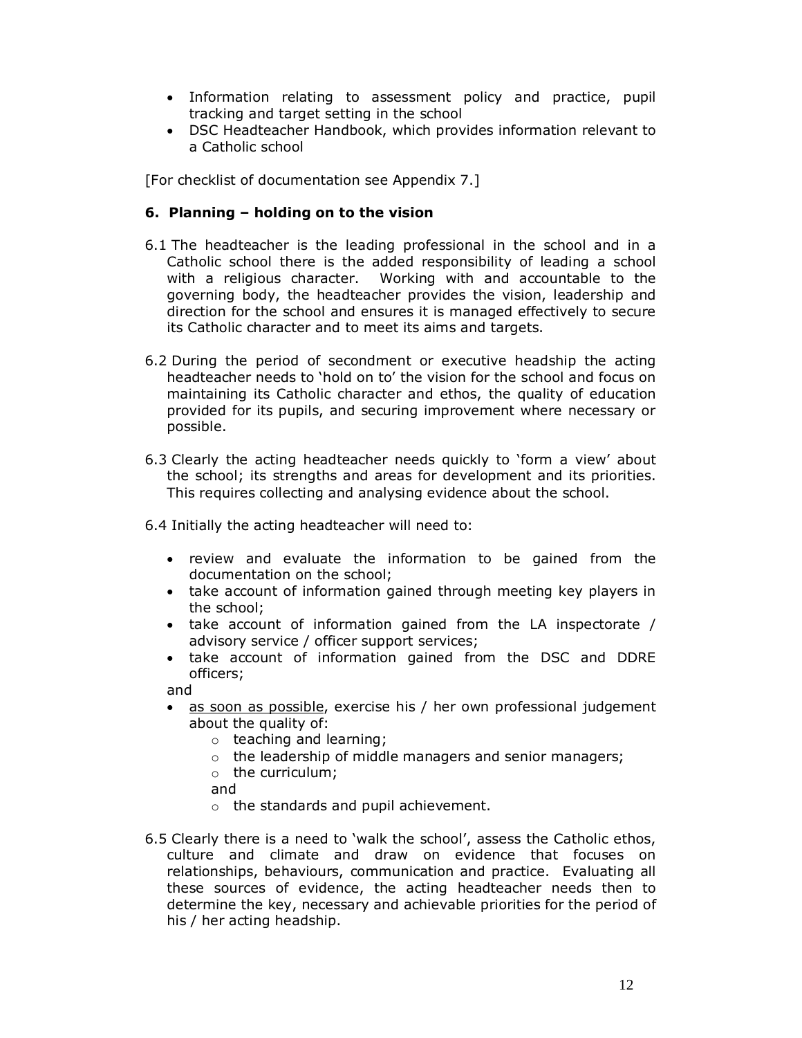- Information relating to assessment policy and practice, pupil tracking and target setting in the school
- DSC Headteacher Handbook, which provides information relevant to a Catholic school

[For checklist of documentation see Appendix 7.]

## 6. Planning – holding on to the vision

6.1 The headteacher is the leading professional in the school and in a Catholic school there is the added responsibility of leading a school with a religious character. Working with and accountable to the governing body, the headteacher provides the vision, leadership and direction for the school and ensures it is managed effectively to secure its Catholic character and to meet its aims and targets.

6.2 During the period of secondment or executive headship the acting headteacher needs to 'hold on to' the vision for the school and focus on maintaining its Catholic character and ethos, the quality of education provided for its pupils, and securing improvement where necessary or possible.

6.3 Clearly the acting headteacher needs quickly to 'form a view' about the school; its strengths and areas for development and its priorities. This requires collecting and analysing evidence about the school.

6.4 Initially the acting headteacher will need to:

- review and evaluate the information to be gained from the documentation on the school;
- take account of information gained through meeting key players in the school;
- take account of information gained from the LA inspectorate / advisory service / officer support services;
- take account of information gained from the DSC and DDRE officers;

and

- <u>as soon as possible</u>, exercise his / her own professional judgement about the quality of:
    - teaching and learning;
    - the leadership of middle managers and senior managers;
    - the curriculum;

    and

    - the standards and pupil achievement.

6.5 Clearly there is a need to 'walk the school', assess the Catholic ethos, culture and climate and draw on evidence that focuses on relationships, behaviours, communication and practice. Evaluating all these sources of evidence, the acting headteacher needs then to determine the key, necessary and achievable priorities for the period of his / her acting headship.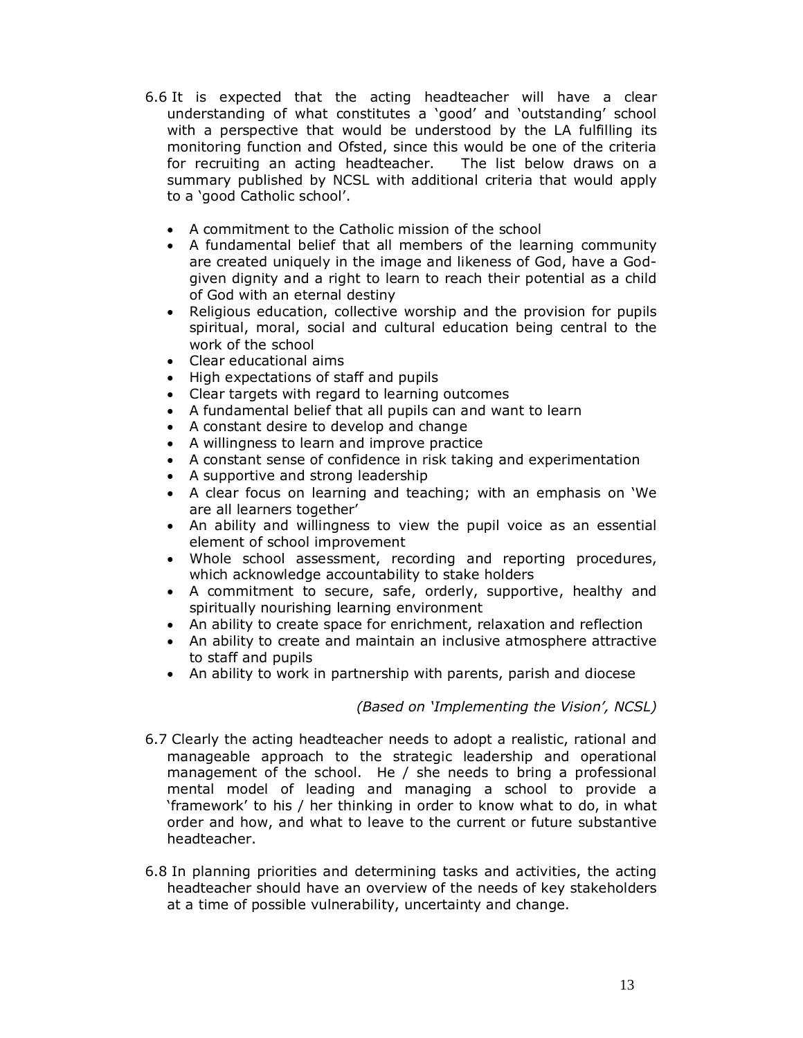6.6 It is expected that the acting headteacher will have a clear understanding of what constitutes a 'good' and 'outstanding' school with a perspective that would be understood by the LA fulfilling its monitoring function and Ofsted, since this would be one of the criteria for recruiting an acting headteacher. The list below draws on a summary published by NCSL with additional criteria that would apply to a 'good Catholic school'.

- A commitment to the Catholic mission of the school
- A fundamental belief that all members of the learning community are created uniquely in the image and likeness of God, have a God-given dignity and a right to learn to reach their potential as a child of God with an eternal destiny
- Religious education, collective worship and the provision for pupils spiritual, moral, social and cultural education being central to the work of the school
- Clear educational aims
- High expectations of staff and pupils
- Clear targets with regard to learning outcomes
- A fundamental belief that all pupils can and want to learn
- A constant desire to develop and change
- A willingness to learn and improve practice
- A constant sense of confidence in risk taking and experimentation
- A supportive and strong leadership
- A clear focus on learning and teaching; with an emphasis on 'We are all learners together'
- An ability and willingness to view the pupil voice as an essential element of school improvement
- Whole school assessment, recording and reporting procedures, which acknowledge accountability to stake holders
- A commitment to secure, safe, orderly, supportive, healthy and spiritually nourishing learning environment
- An ability to create space for enrichment, relaxation and reflection
- An ability to create and maintain an inclusive atmosphere attractive to staff and pupils
- An ability to work in partnership with parents, parish and diocese

*(Based on 'Implementing the Vision', NCSL)*

6.7 Clearly the acting headteacher needs to adopt a realistic, rational and manageable approach to the strategic leadership and operational management of the school. He / she needs to bring a professional mental model of leading and managing a school to provide a 'framework' to his / her thinking in order to know what to do, in what order and how, and what to leave to the current or future substantive headteacher.

6.8 In planning priorities and determining tasks and activities, the acting headteacher should have an overview of the needs of key stakeholders at a time of possible vulnerability, uncertainty and change.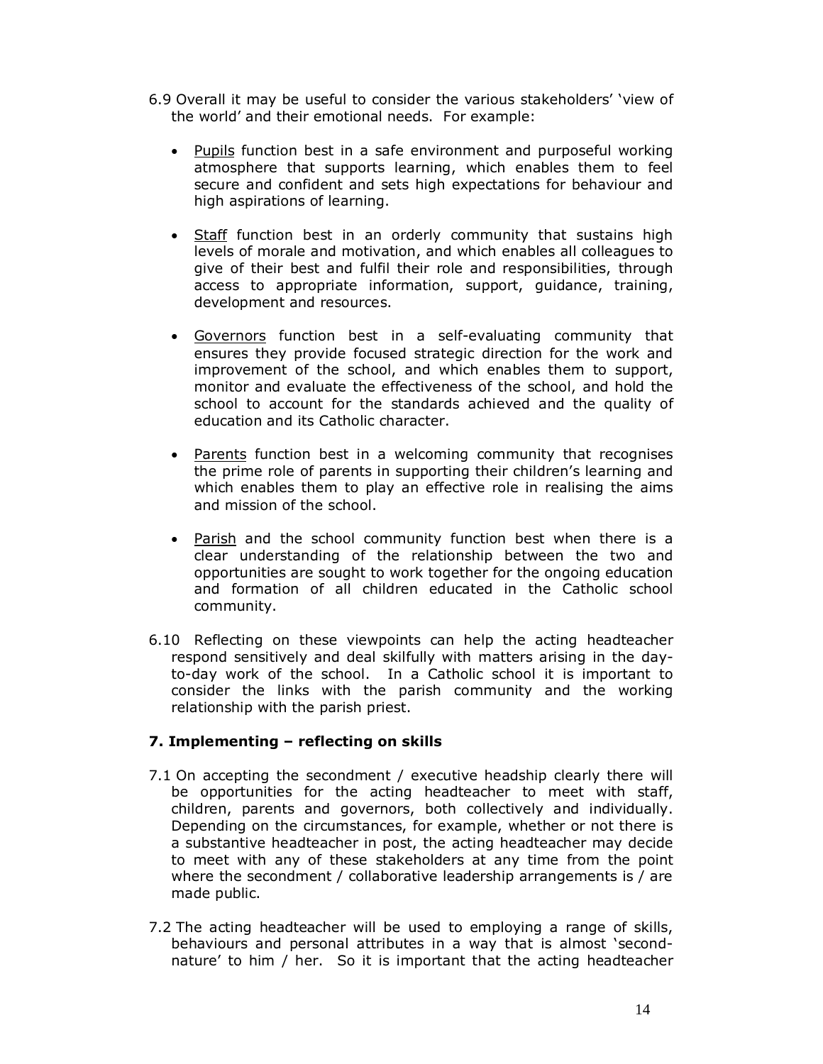6.9 Overall it may be useful to consider the various stakeholders' 'view of the world' and their emotional needs. For example:

- Pupils function best in a safe environment and purposeful working atmosphere that supports learning, which enables them to feel secure and confident and sets high expectations for behaviour and high aspirations of learning.

- Staff function best in an orderly community that sustains high levels of morale and motivation, and which enables all colleagues to give of their best and fulfil their role and responsibilities, through access to appropriate information, support, guidance, training, development and resources.

- Governors function best in a self-evaluating community that ensures they provide focused strategic direction for the work and improvement of the school, and which enables them to support, monitor and evaluate the effectiveness of the school, and hold the school to account for the standards achieved and the quality of education and its Catholic character.

- Parents function best in a welcoming community that recognises the prime role of parents in supporting their children's learning and which enables them to play an effective role in realising the aims and mission of the school.

- Parish and the school community function best when there is a clear understanding of the relationship between the two and opportunities are sought to work together for the ongoing education and formation of all children educated in the Catholic school community.

6.10 Reflecting on these viewpoints can help the acting headteacher respond sensitively and deal skilfully with matters arising in the day-to-day work of the school. In a Catholic school it is important to consider the links with the parish community and the working relationship with the parish priest.

### 7. Implementing – reflecting on skills

7.1 On accepting the secondment / executive headship clearly there will be opportunities for the acting headteacher to meet with staff, children, parents and governors, both collectively and individually. Depending on the circumstances, for example, whether or not there is a substantive headteacher in post, the acting headteacher may decide to meet with any of these stakeholders at any time from the point where the secondment / collaborative leadership arrangements is / are made public.

7.2 The acting headteacher will be used to employing a range of skills, behaviours and personal attributes in a way that is almost 'second-nature' to him / her. So it is important that the acting headteacher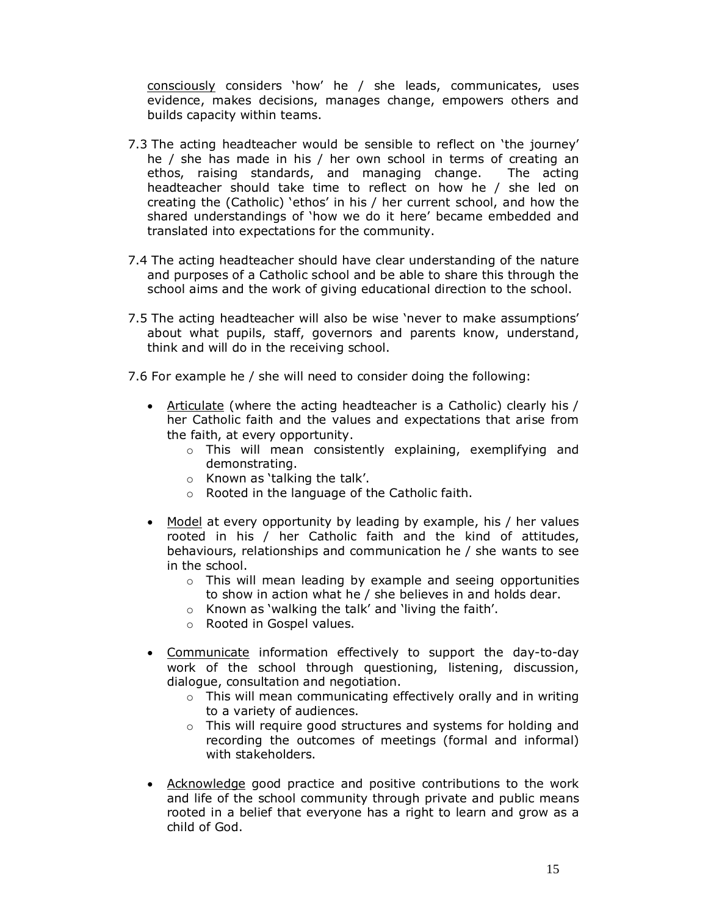consciously considers 'how' he / she leads, communicates, uses evidence, makes decisions, manages change, empowers others and builds capacity within teams.

7.3 The acting headteacher would be sensible to reflect on 'the journey' he / she has made in his / her own school in terms of creating an ethos, raising standards, and managing change. The acting headteacher should take time to reflect on how he / she led on creating the (Catholic) 'ethos' in his / her current school, and how the shared understandings of 'how we do it here' became embedded and translated into expectations for the community.

7.4 The acting headteacher should have clear understanding of the nature and purposes of a Catholic school and be able to share this through the school aims and the work of giving educational direction to the school.

7.5 The acting headteacher will also be wise 'never to make assumptions' about what pupils, staff, governors and parents know, understand, think and will do in the receiving school.

7.6 For example he / she will need to consider doing the following:

- Articulate (where the acting headteacher is a Catholic) clearly his / her Catholic faith and the values and expectations that arise from the faith, at every opportunity.
    - This will mean consistently explaining, exemplifying and demonstrating.
    - Known as 'talking the talk'.
    - Rooted in the language of the Catholic faith.

- Model at every opportunity by leading by example, his / her values rooted in his / her Catholic faith and the kind of attitudes, behaviours, relationships and communication he / she wants to see in the school.
    - This will mean leading by example and seeing opportunities to show in action what he / she believes in and holds dear.
    - Known as 'walking the talk' and 'living the faith'.
    - Rooted in Gospel values.

- Communicate information effectively to support the day-to-day work of the school through questioning, listening, discussion, dialogue, consultation and negotiation.
    - This will mean communicating effectively orally and in writing to a variety of audiences.
    - This will require good structures and systems for holding and recording the outcomes of meetings (formal and informal) with stakeholders.

- Acknowledge good practice and positive contributions to the work and life of the school community through private and public means rooted in a belief that everyone has a right to learn and grow as a child of God.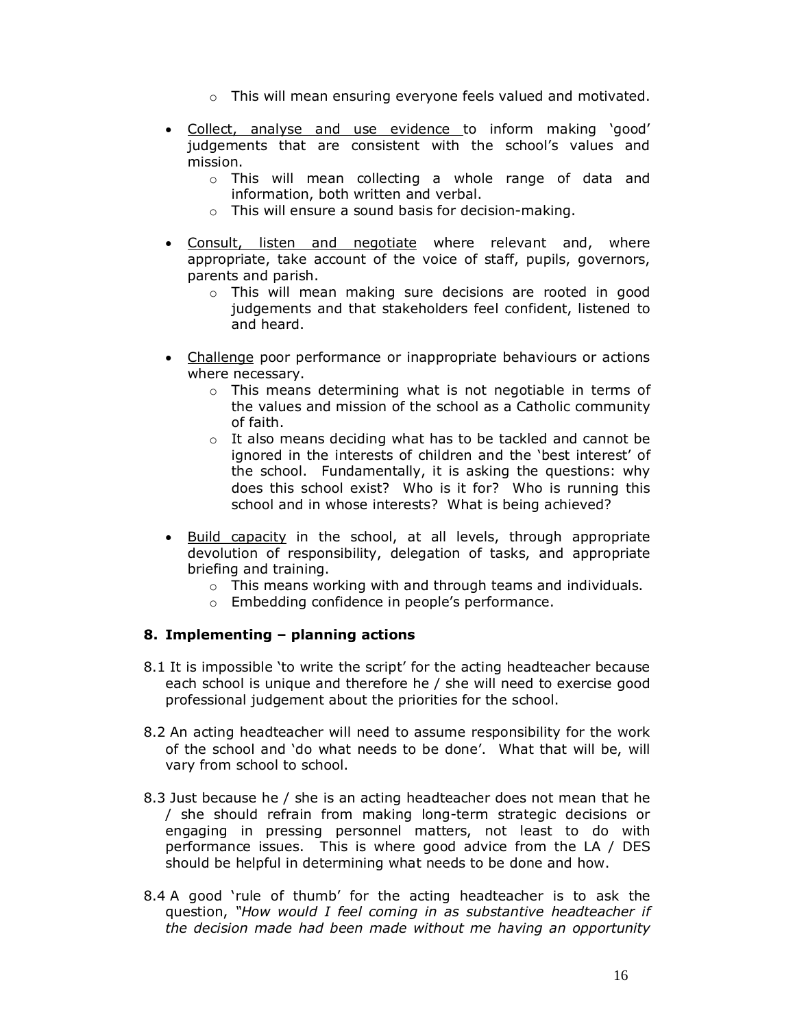- This will mean ensuring everyone feels valued and motivated.

- Collect, analyse and use evidence to inform making 'good' judgements that are consistent with the school's values and mission.
    - This will mean collecting a whole range of data and information, both written and verbal.
    - This will ensure a sound basis for decision-making.

- Consult, listen and negotiate where relevant and, where appropriate, take account of the voice of staff, pupils, governors, parents and parish.
    - This will mean making sure decisions are rooted in good judgements and that stakeholders feel confident, listened to and heard.

- Challenge poor performance or inappropriate behaviours or actions where necessary.
    - This means determining what is not negotiable in terms of the values and mission of the school as a Catholic community of faith.
    - It also means deciding what has to be tackled and cannot be ignored in the interests of children and the 'best interest' of the school. Fundamentally, it is asking the questions: why does this school exist? Who is it for? Who is running this school and in whose interests? What is being achieved?

- Build capacity in the school, at all levels, through appropriate devolution of responsibility, delegation of tasks, and appropriate briefing and training.
    - This means working with and through teams and individuals.
    - Embedding confidence in people's performance.

## 8. Implementing – planning actions

8.1 It is impossible 'to write the script' for the acting headteacher because each school is unique and therefore he / she will need to exercise good professional judgement about the priorities for the school.

8.2 An acting headteacher will need to assume responsibility for the work of the school and 'do what needs to be done'. What that will be, will vary from school to school.

8.3 Just because he / she is an acting headteacher does not mean that he / she should refrain from making long-term strategic decisions or engaging in pressing personnel matters, not least to do with performance issues. This is where good advice from the LA / DES should be helpful in determining what needs to be done and how.

8.4 A good 'rule of thumb' for the acting headteacher is to ask the question, *"How would I feel coming in as substantive headteacher if the decision made had been made without me having an opportunity*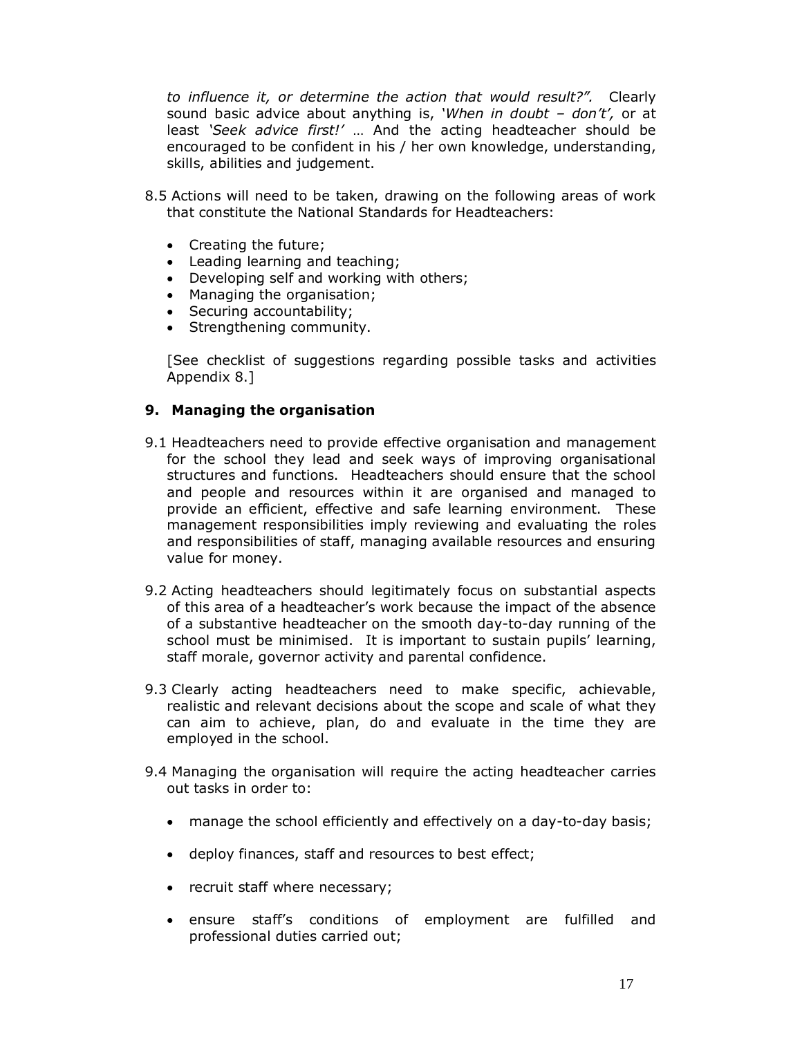*to influence it, or determine the action that would result?".* Clearly sound basic advice about anything is, *'When in doubt – don't',* or at least *'Seek advice first!'* … And the acting headteacher should be encouraged to be confident in his / her own knowledge, understanding, skills, abilities and judgement.

8.5 Actions will need to be taken, drawing on the following areas of work that constitute the National Standards for Headteachers:

- Creating the future;
- Leading learning and teaching;
- Developing self and working with others;
- Managing the organisation;
- Securing accountability;
- Strengthening community.

[See checklist of suggestions regarding possible tasks and activities Appendix 8.]

## 9. Managing the organisation

9.1 Headteachers need to provide effective organisation and management for the school they lead and seek ways of improving organisational structures and functions. Headteachers should ensure that the school and people and resources within it are organised and managed to provide an efficient, effective and safe learning environment. These management responsibilities imply reviewing and evaluating the roles and responsibilities of staff, managing available resources and ensuring value for money.

9.2 Acting headteachers should legitimately focus on substantial aspects of this area of a headteacher's work because the impact of the absence of a substantive headteacher on the smooth day-to-day running of the school must be minimised. It is important to sustain pupils' learning, staff morale, governor activity and parental confidence.

9.3 Clearly acting headteachers need to make specific, achievable, realistic and relevant decisions about the scope and scale of what they can aim to achieve, plan, do and evaluate in the time they are employed in the school.

9.4 Managing the organisation will require the acting headteacher carries out tasks in order to:

- manage the school efficiently and effectively on a day-to-day basis;
- deploy finances, staff and resources to best effect;
- recruit staff where necessary;
- ensure staff's conditions of employment are fulfilled and professional duties carried out;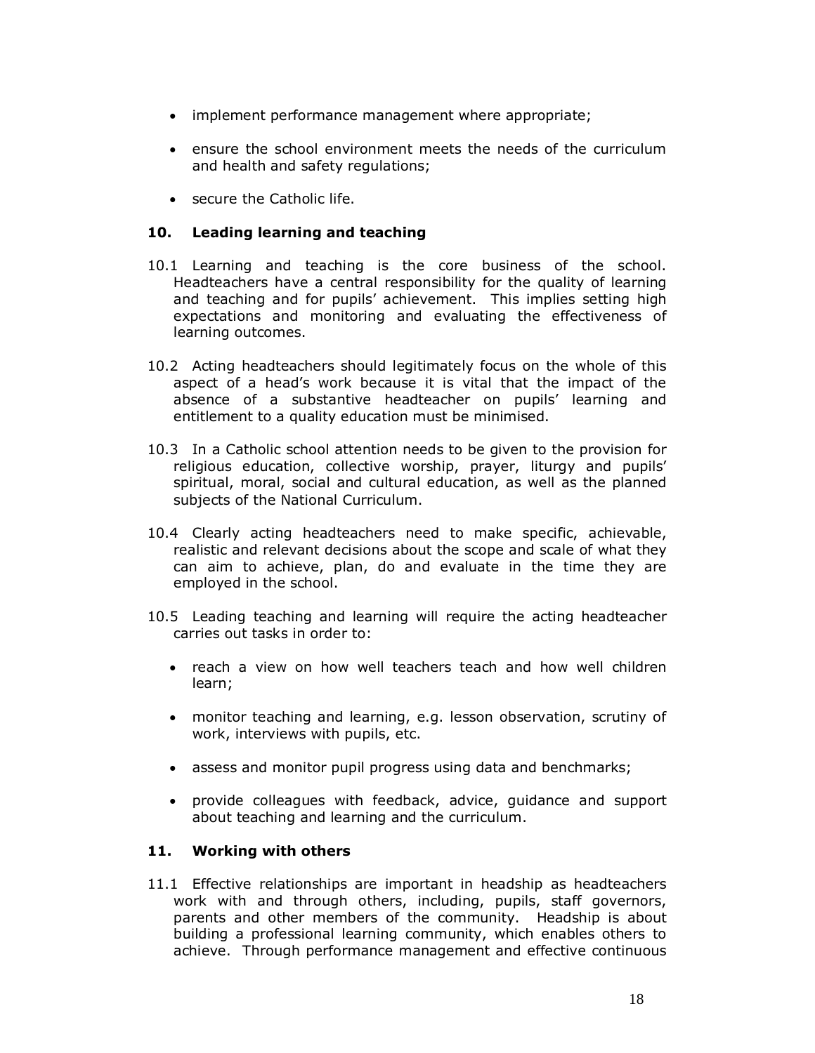- implement performance management where appropriate;
- ensure the school environment meets the needs of the curriculum and health and safety regulations;
- secure the Catholic life.

## 10. Leading learning and teaching

10.1 Learning and teaching is the core business of the school. Headteachers have a central responsibility for the quality of learning and teaching and for pupils' achievement. This implies setting high expectations and monitoring and evaluating the effectiveness of learning outcomes.

10.2 Acting headteachers should legitimately focus on the whole of this aspect of a head's work because it is vital that the impact of the absence of a substantive headteacher on pupils' learning and entitlement to a quality education must be minimised.

10.3 In a Catholic school attention needs to be given to the provision for religious education, collective worship, prayer, liturgy and pupils' spiritual, moral, social and cultural education, as well as the planned subjects of the National Curriculum.

10.4 Clearly acting headteachers need to make specific, achievable, realistic and relevant decisions about the scope and scale of what they can aim to achieve, plan, do and evaluate in the time they are employed in the school.

10.5 Leading teaching and learning will require the acting headteacher carries out tasks in order to:

- reach a view on how well teachers teach and how well children learn;
- monitor teaching and learning, e.g. lesson observation, scrutiny of work, interviews with pupils, etc.
- assess and monitor pupil progress using data and benchmarks;
- provide colleagues with feedback, advice, guidance and support about teaching and learning and the curriculum.

## 11. Working with others

11.1 Effective relationships are important in headship as headteachers work with and through others, including, pupils, staff governors, parents and other members of the community. Headship is about building a professional learning community, which enables others to achieve. Through performance management and effective continuous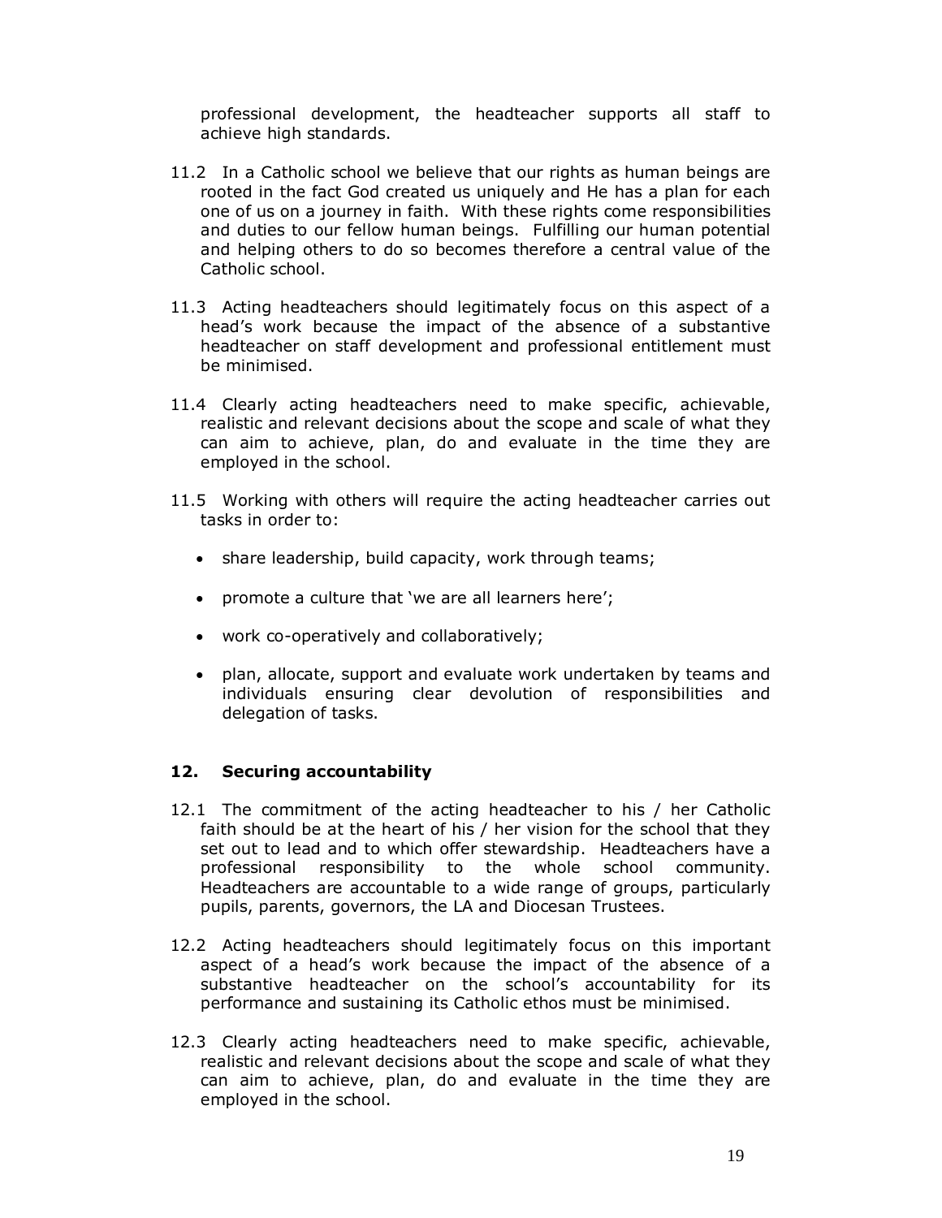professional development, the headteacher supports all staff to achieve high standards.

11.2 In a Catholic school we believe that our rights as human beings are rooted in the fact God created us uniquely and He has a plan for each one of us on a journey in faith. With these rights come responsibilities and duties to our fellow human beings. Fulfilling our human potential and helping others to do so becomes therefore a central value of the Catholic school.

11.3 Acting headteachers should legitimately focus on this aspect of a head's work because the impact of the absence of a substantive headteacher on staff development and professional entitlement must be minimised.

11.4 Clearly acting headteachers need to make specific, achievable, realistic and relevant decisions about the scope and scale of what they can aim to achieve, plan, do and evaluate in the time they are employed in the school.

11.5 Working with others will require the acting headteacher carries out tasks in order to:

- share leadership, build capacity, work through teams;
- promote a culture that 'we are all learners here';
- work co-operatively and collaboratively;
- plan, allocate, support and evaluate work undertaken by teams and individuals ensuring clear devolution of responsibilities and delegation of tasks.

## 12. Securing accountability

12.1 The commitment of the acting headteacher to his / her Catholic faith should be at the heart of his / her vision for the school that they set out to lead and to which offer stewardship. Headteachers have a professional responsibility to the whole school community. Headteachers are accountable to a wide range of groups, particularly pupils, parents, governors, the LA and Diocesan Trustees.

12.2 Acting headteachers should legitimately focus on this important aspect of a head's work because the impact of the absence of a substantive headteacher on the school's accountability for its performance and sustaining its Catholic ethos must be minimised.

12.3 Clearly acting headteachers need to make specific, achievable, realistic and relevant decisions about the scope and scale of what they can aim to achieve, plan, do and evaluate in the time they are employed in the school.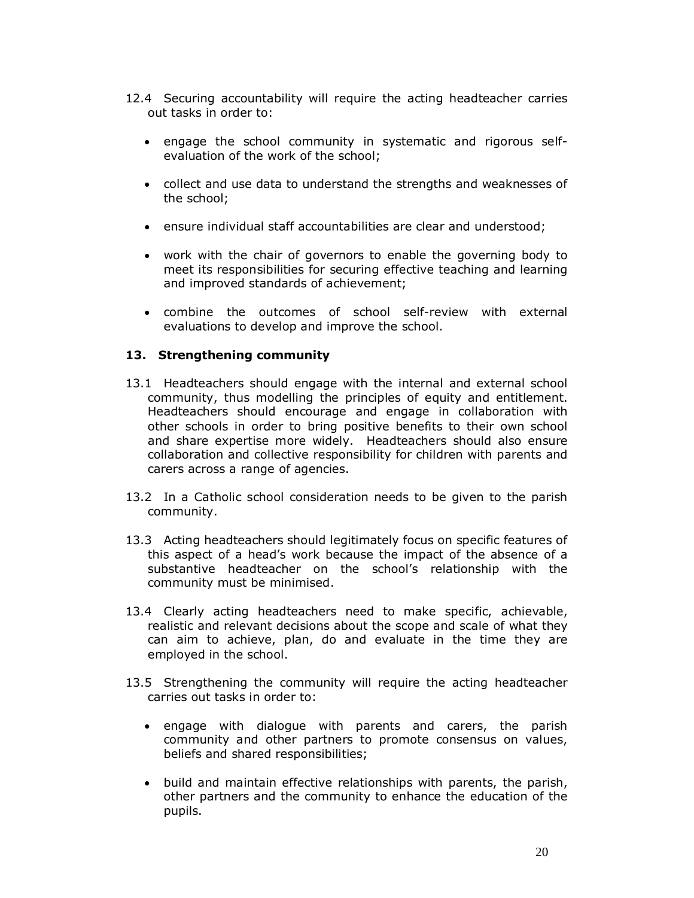12.4 Securing accountability will require the acting headteacher carries out tasks in order to:

- engage the school community in systematic and rigorous self-evaluation of the work of the school;
- collect and use data to understand the strengths and weaknesses of the school;
- ensure individual staff accountabilities are clear and understood;
- work with the chair of governors to enable the governing body to meet its responsibilities for securing effective teaching and learning and improved standards of achievement;
- combine the outcomes of school self-review with external evaluations to develop and improve the school.

## 13. Strengthening community

13.1 Headteachers should engage with the internal and external school community, thus modelling the principles of equity and entitlement. Headteachers should encourage and engage in collaboration with other schools in order to bring positive benefits to their own school and share expertise more widely. Headteachers should also ensure collaboration and collective responsibility for children with parents and carers across a range of agencies.

13.2 In a Catholic school consideration needs to be given to the parish community.

13.3 Acting headteachers should legitimately focus on specific features of this aspect of a head's work because the impact of the absence of a substantive headteacher on the school's relationship with the community must be minimised.

13.4 Clearly acting headteachers need to make specific, achievable, realistic and relevant decisions about the scope and scale of what they can aim to achieve, plan, do and evaluate in the time they are employed in the school.

13.5 Strengthening the community will require the acting headteacher carries out tasks in order to:

- engage with dialogue with parents and carers, the parish community and other partners to promote consensus on values, beliefs and shared responsibilities;
- build and maintain effective relationships with parents, the parish, other partners and the community to enhance the education of the pupils.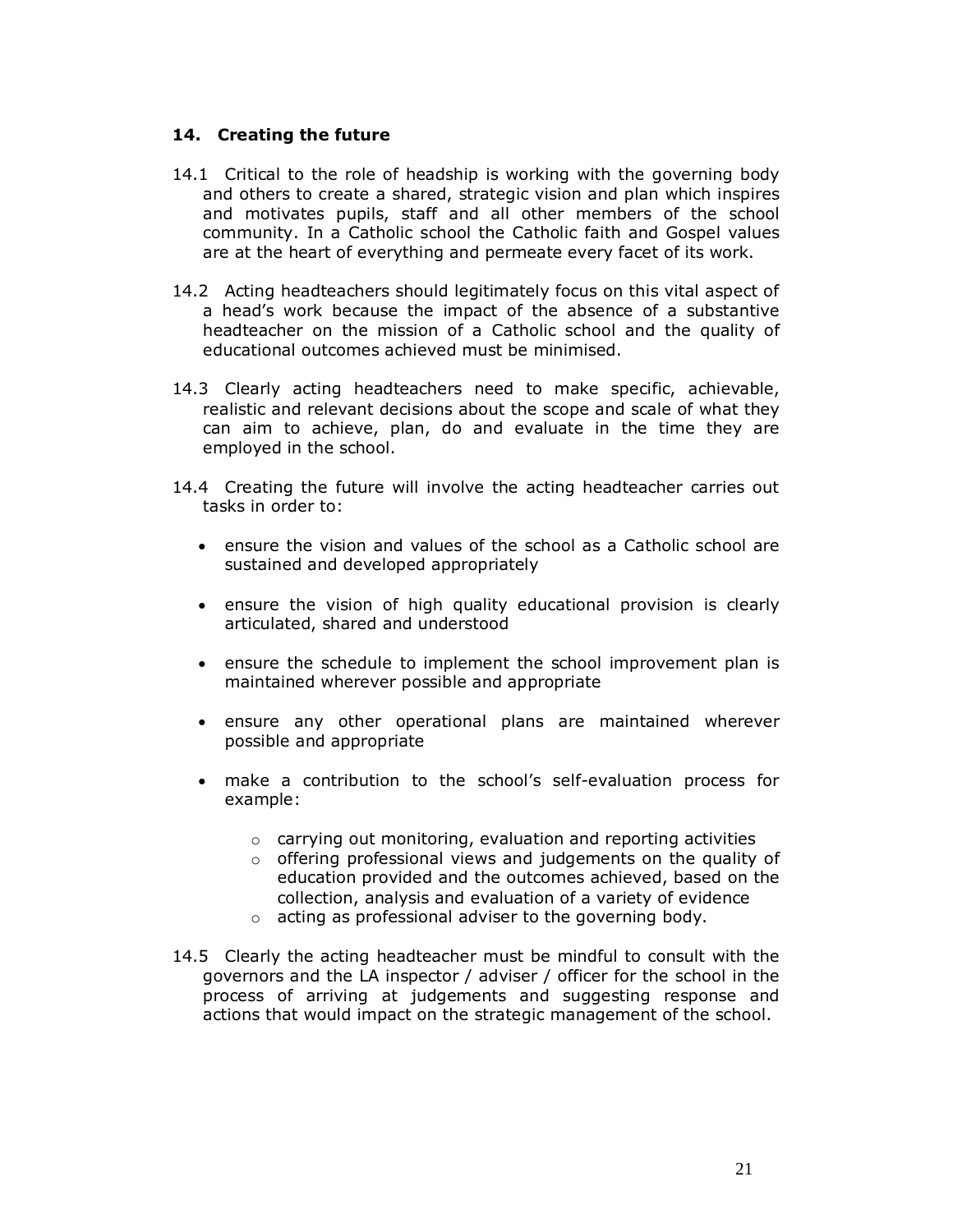## 14. Creating the future

14.1 Critical to the role of headship is working with the governing body and others to create a shared, strategic vision and plan which inspires and motivates pupils, staff and all other members of the school community. In a Catholic school the Catholic faith and Gospel values are at the heart of everything and permeate every facet of its work.

14.2 Acting headteachers should legitimately focus on this vital aspect of a head's work because the impact of the absence of a substantive headteacher on the mission of a Catholic school and the quality of educational outcomes achieved must be minimised.

14.3 Clearly acting headteachers need to make specific, achievable, realistic and relevant decisions about the scope and scale of what they can aim to achieve, plan, do and evaluate in the time they are employed in the school.

14.4 Creating the future will involve the acting headteacher carries out tasks in order to:

- ensure the vision and values of the school as a Catholic school are sustained and developed appropriately
- ensure the vision of high quality educational provision is clearly articulated, shared and understood
- ensure the schedule to implement the school improvement plan is maintained wherever possible and appropriate
- ensure any other operational plans are maintained wherever possible and appropriate
- make a contribution to the school's self-evaluation process for example:
    - carrying out monitoring, evaluation and reporting activities
    - offering professional views and judgements on the quality of education provided and the outcomes achieved, based on the collection, analysis and evaluation of a variety of evidence
    - acting as professional adviser to the governing body.

14.5 Clearly the acting headteacher must be mindful to consult with the governors and the LA inspector / adviser / officer for the school in the process of arriving at judgements and suggesting response and actions that would impact on the strategic management of the school.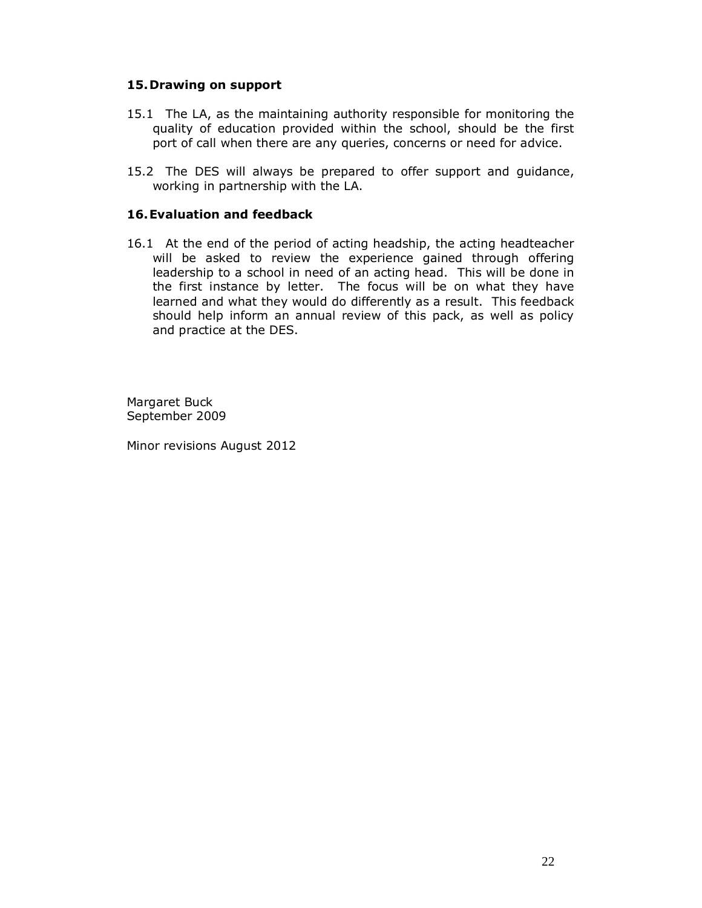## 15. Drawing on support

15.1 The LA, as the maintaining authority responsible for monitoring the quality of education provided within the school, should be the first port of call when there are any queries, concerns or need for advice.

15.2 The DES will always be prepared to offer support and guidance, working in partnership with the LA.

## 16. Evaluation and feedback

16.1 At the end of the period of acting headship, the acting headteacher will be asked to review the experience gained through offering leadership to a school in need of an acting head. This will be done in the first instance by letter. The focus will be on what they have learned and what they would do differently as a result. This feedback should help inform an annual review of this pack, as well as policy and practice at the DES.

Margaret Buck
September 2009

Minor revisions August 2012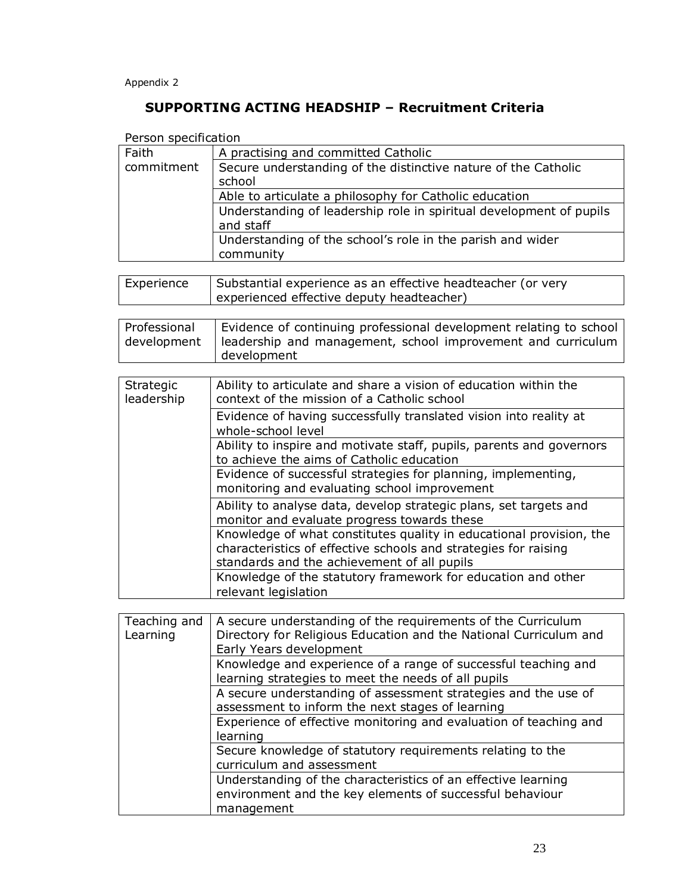Appendix 2

## SUPPORTING ACTING HEADSHIP – Recruitment Criteria

Person specification

| | |
|---|---|
| Faith commitment | A practising and committed Catholic |
| | Secure understanding of the distinctive nature of the Catholic school |
| | Able to articulate a philosophy for Catholic education |
| | Understanding of leadership role in spiritual development of pupils and staff |
| | Understanding of the school's role in the parish and wider community |

| | |
|---|---|
| Experience | Substantial experience as an effective headteacher (or very experienced effective deputy headteacher) |

| | |
|---|---|
| Professional development | Evidence of continuing professional development relating to school leadership and management, school improvement and curriculum development |

| | |
|---|---|
| Strategic leadership | Ability to articulate and share a vision of education within the context of the mission of a Catholic school |
| | Evidence of having successfully translated vision into reality at whole-school level |
| | Ability to inspire and motivate staff, pupils, parents and governors to achieve the aims of Catholic education |
| | Evidence of successful strategies for planning, implementing, monitoring and evaluating school improvement |
| | Ability to analyse data, develop strategic plans, set targets and monitor and evaluate progress towards these |
| | Knowledge of what constitutes quality in educational provision, the characteristics of effective schools and strategies for raising standards and the achievement of all pupils |
| | Knowledge of the statutory framework for education and other relevant legislation |

| | |
|---|---|
| Teaching and Learning | A secure understanding of the requirements of the Curriculum Directory for Religious Education and the National Curriculum and Early Years development |
| | Knowledge and experience of a range of successful teaching and learning strategies to meet the needs of all pupils |
| | A secure understanding of assessment strategies and the use of assessment to inform the next stages of learning |
| | Experience of effective monitoring and evaluation of teaching and learning |
| | Secure knowledge of statutory requirements relating to the curriculum and assessment |
| | Understanding of the characteristics of an effective learning environment and the key elements of successful behaviour management |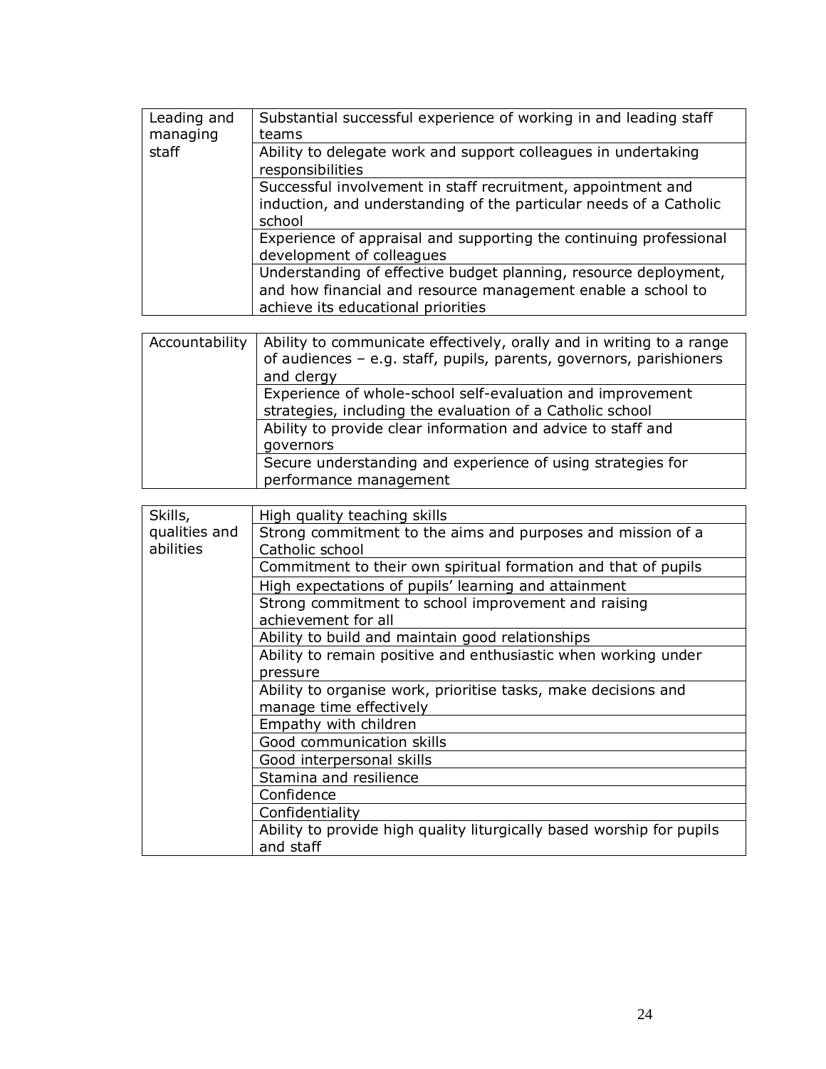| Leading and managing staff | Substantial successful experience of working in and leading staff teams |
|---|---|
| | Ability to delegate work and support colleagues in undertaking responsibilities |
| | Successful involvement in staff recruitment, appointment and induction, and understanding of the particular needs of a Catholic school |
| | Experience of appraisal and supporting the continuing professional development of colleagues |
| | Understanding of effective budget planning, resource deployment, and how financial and resource management enable a school to achieve its educational priorities |

| Accountability | Ability to communicate effectively, orally and in writing to a range of audiences – e.g. staff, pupils, parents, governors, parishioners and clergy |
|---|---|
| | Experience of whole-school self-evaluation and improvement strategies, including the evaluation of a Catholic school |
| | Ability to provide clear information and advice to staff and governors |
| | Secure understanding and experience of using strategies for performance management |

| Skills, qualities and abilities | High quality teaching skills |
|---|---|
| | Strong commitment to the aims and purposes and mission of a Catholic school |
| | Commitment to their own spiritual formation and that of pupils |
| | High expectations of pupils' learning and attainment |
| | Strong commitment to school improvement and raising achievement for all |
| | Ability to build and maintain good relationships |
| | Ability to remain positive and enthusiastic when working under pressure |
| | Ability to organise work, prioritise tasks, make decisions and manage time effectively |
| | Empathy with children |
| | Good communication skills |
| | Good interpersonal skills |
| | Stamina and resilience |
| | Confidence |
| | Confidentiality |
| | Ability to provide high quality liturgically based worship for pupils and staff |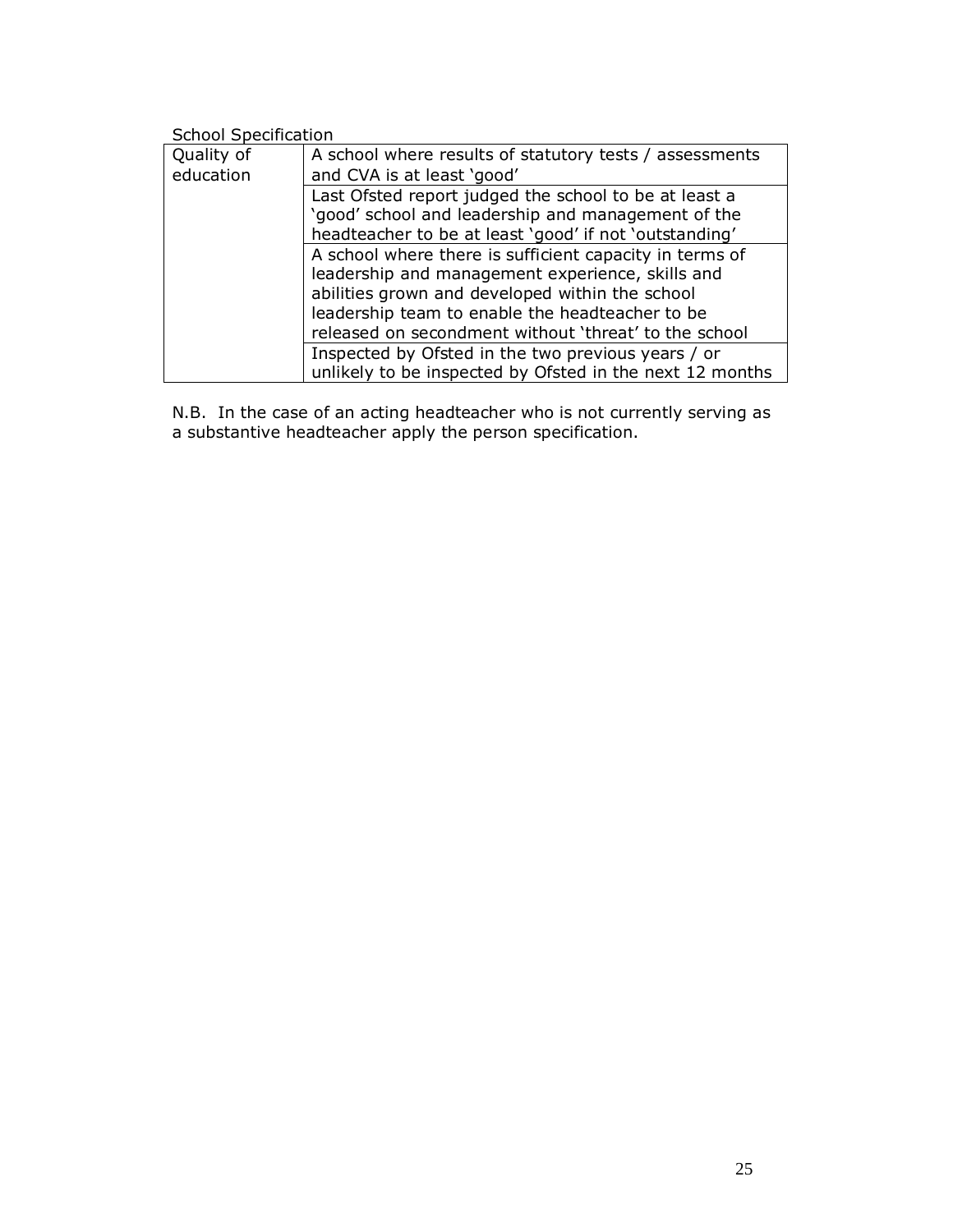School Specification

| | |
|---|---|
| Quality of education | A school where results of statutory tests / assessments and CVA is at least 'good' |
| | Last Ofsted report judged the school to be at least a 'good' school and leadership and management of the headteacher to be at least 'good' if not 'outstanding' |
| | A school where there is sufficient capacity in terms of leadership and management experience, skills and abilities grown and developed within the school leadership team to enable the headteacher to be released on secondment without 'threat' to the school |
| | Inspected by Ofsted in the two previous years / or unlikely to be inspected by Ofsted in the next 12 months |

N.B. In the case of an acting headteacher who is not currently serving as a substantive headteacher apply the person specification.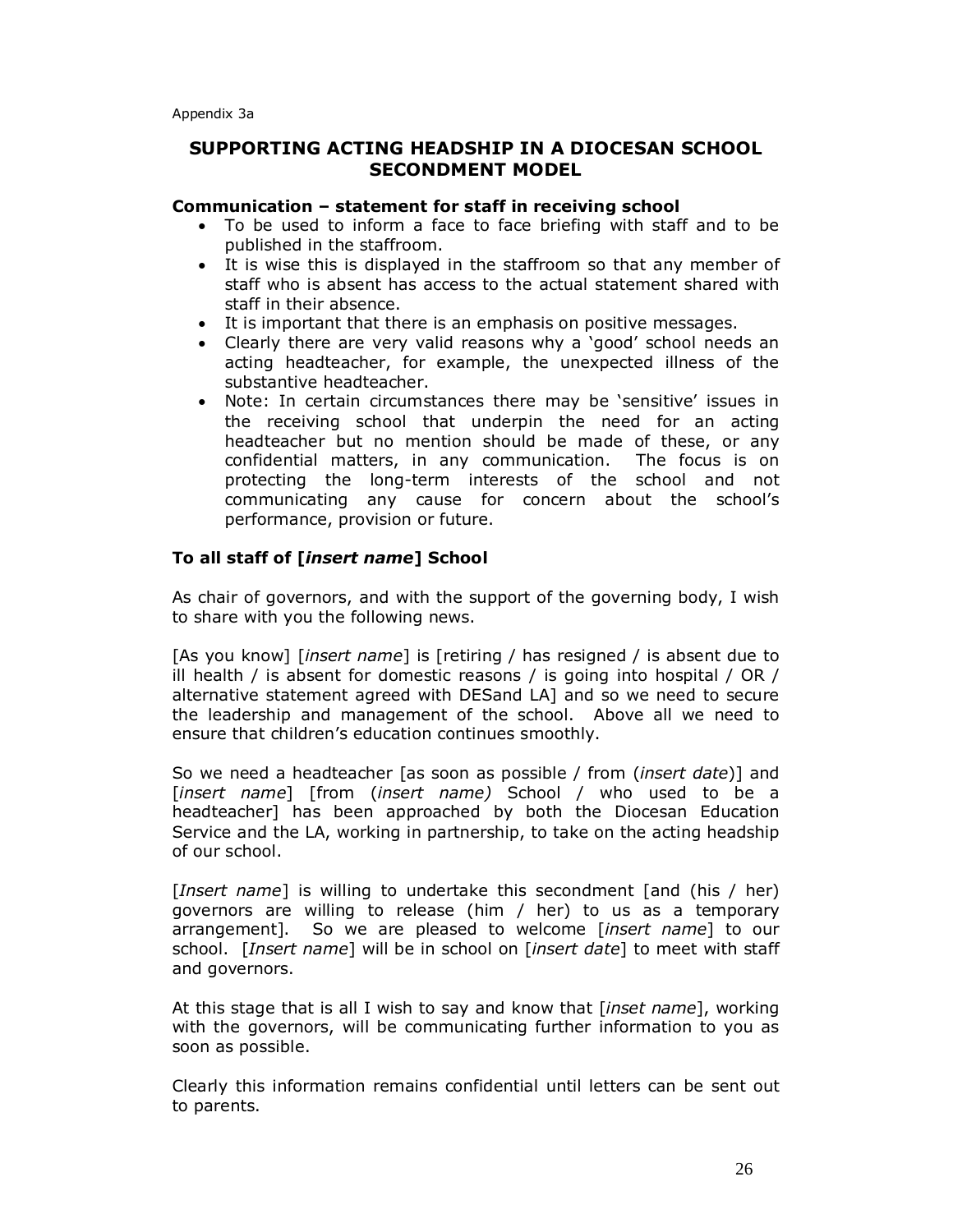Appendix 3a

## SUPPORTING ACTING HEADSHIP IN A DIOCESAN SCHOOL SECONDMENT MODEL

### Communication – statement for staff in receiving school

- To be used to inform a face to face briefing with staff and to be published in the staffroom.
- It is wise this is displayed in the staffroom so that any member of staff who is absent has access to the actual statement shared with staff in their absence.
- It is important that there is an emphasis on positive messages.
- Clearly there are very valid reasons why a 'good' school needs an acting headteacher, for example, the unexpected illness of the substantive headteacher.
- Note: In certain circumstances there may be 'sensitive' issues in the receiving school that underpin the need for an acting headteacher but no mention should be made of these, or any confidential matters, in any communication. The focus is on protecting the long-term interests of the school and not communicating any cause for concern about the school's performance, provision or future.

### To all staff of [*insert name*] School

As chair of governors, and with the support of the governing body, I wish to share with you the following news.

[As you know] [*insert name*] is [retiring / has resigned / is absent due to ill health / is absent for domestic reasons / is going into hospital / OR / alternative statement agreed with DESand LA] and so we need to secure the leadership and management of the school. Above all we need to ensure that children's education continues smoothly.

So we need a headteacher [as soon as possible / from (*insert date*)] and [*insert name*] [from (*insert name)* School / who used to be a headteacher] has been approached by both the Diocesan Education Service and the LA, working in partnership, to take on the acting headship of our school.

[*Insert name*] is willing to undertake this secondment [and (his / her) governors are willing to release (him / her) to us as a temporary arrangement]. So we are pleased to welcome [*insert name*] to our school. [*Insert name*] will be in school on [*insert date*] to meet with staff and governors.

At this stage that is all I wish to say and know that [*inset name*], working with the governors, will be communicating further information to you as soon as possible.

Clearly this information remains confidential until letters can be sent out to parents.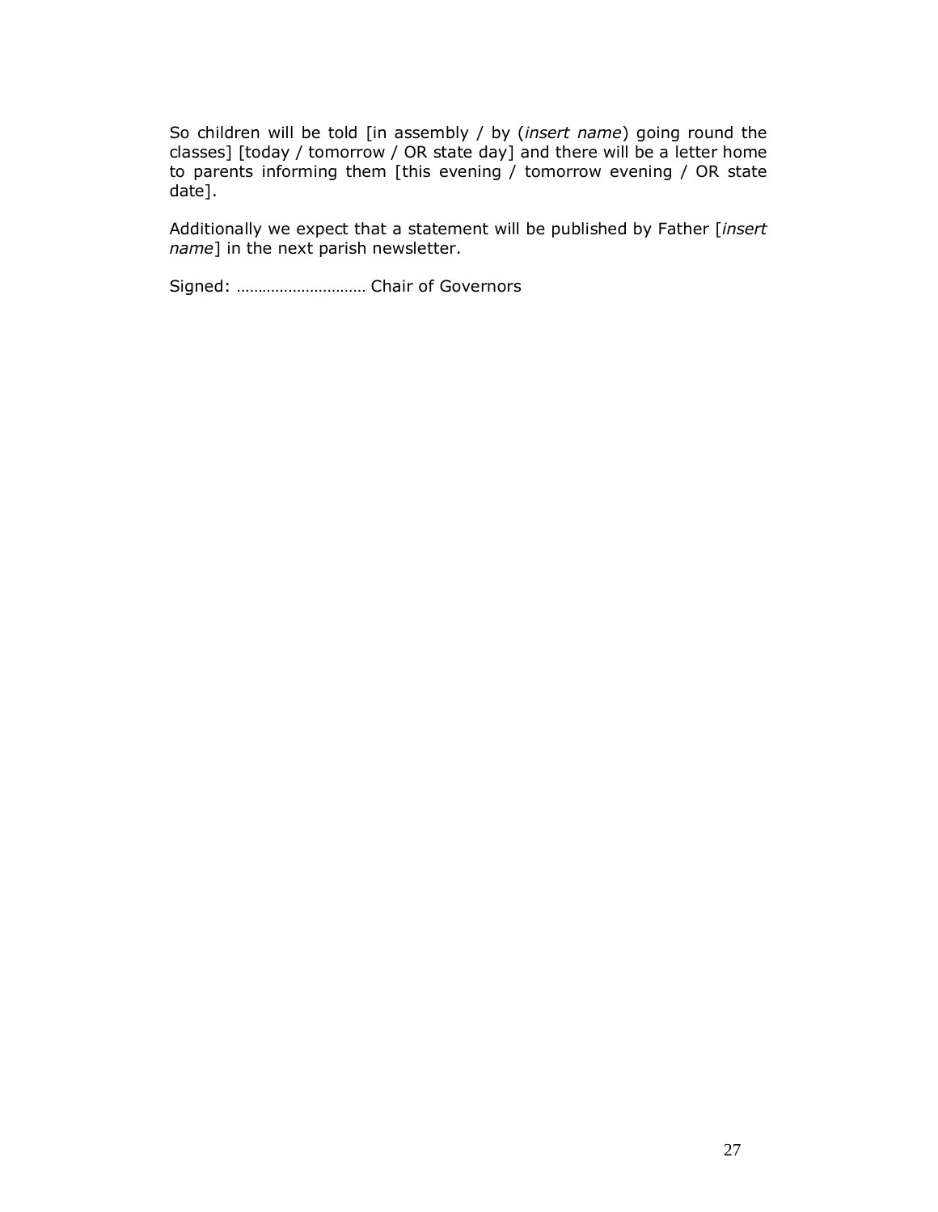So children will be told [in assembly / by (*insert name*) going round the classes] [today / tomorrow / OR state day] and there will be a letter home to parents informing them [this evening / tomorrow evening / OR state date].

Additionally we expect that a statement will be published by Father [*insert name*] in the next parish newsletter.

Signed: ………………………… Chair of Governors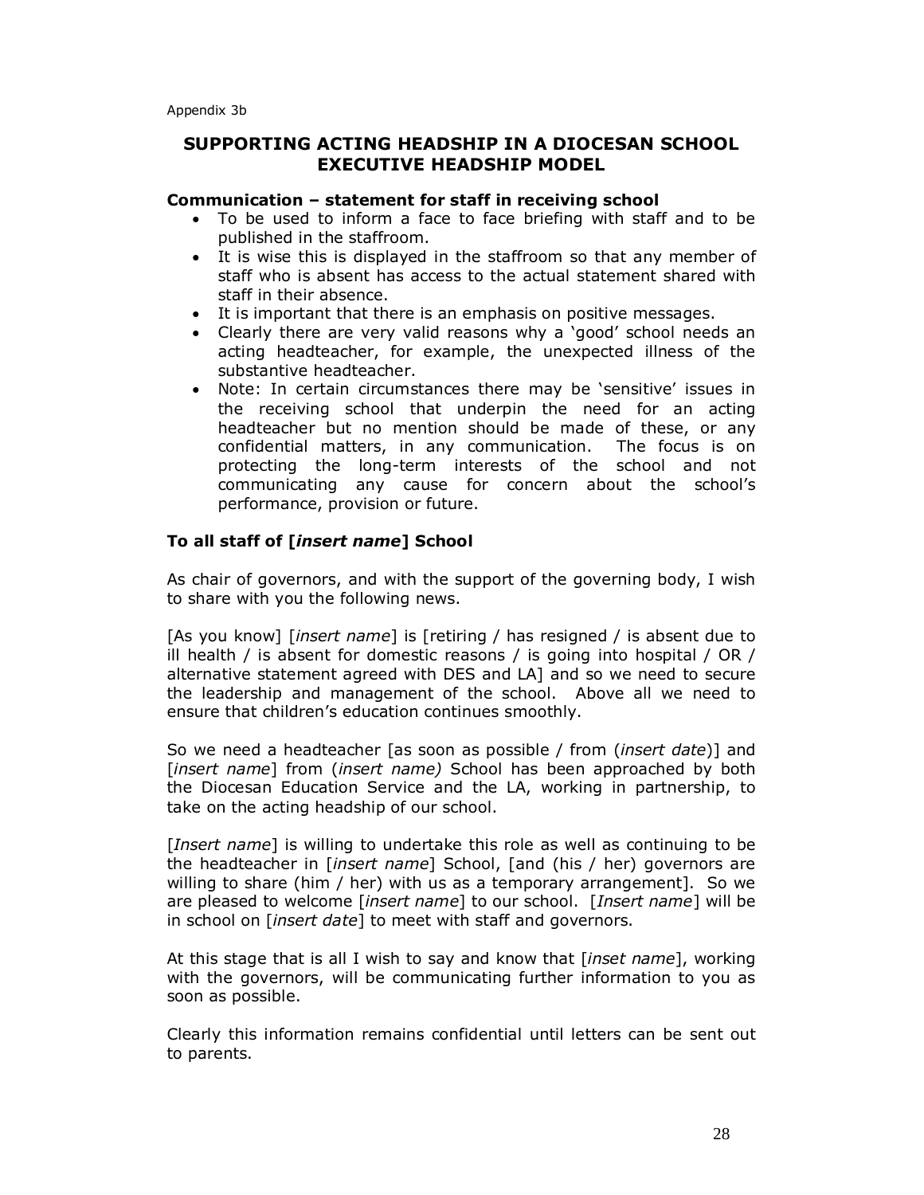Appendix 3b

## SUPPORTING ACTING HEADSHIP IN A DIOCESAN SCHOOL EXECUTIVE HEADSHIP MODEL

### Communication – statement for staff in receiving school

- To be used to inform a face to face briefing with staff and to be published in the staffroom.
- It is wise this is displayed in the staffroom so that any member of staff who is absent has access to the actual statement shared with staff in their absence.
- It is important that there is an emphasis on positive messages.
- Clearly there are very valid reasons why a 'good' school needs an acting headteacher, for example, the unexpected illness of the substantive headteacher.
- Note: In certain circumstances there may be 'sensitive' issues in the receiving school that underpin the need for an acting headteacher but no mention should be made of these, or any confidential matters, in any communication. The focus is on protecting the long-term interests of the school and not communicating any cause for concern about the school's performance, provision or future.

### To all staff of [*insert name*] School

As chair of governors, and with the support of the governing body, I wish to share with you the following news.

[As you know] [*insert name*] is [retiring / has resigned / is absent due to ill health / is absent for domestic reasons / is going into hospital / OR / alternative statement agreed with DES and LA] and so we need to secure the leadership and management of the school. Above all we need to ensure that children's education continues smoothly.

So we need a headteacher [as soon as possible / from (*insert date*)] and [*insert name*] from (*insert name)* School has been approached by both the Diocesan Education Service and the LA, working in partnership, to take on the acting headship of our school.

[*Insert name*] is willing to undertake this role as well as continuing to be the headteacher in [*insert name*] School, [and (his / her) governors are willing to share (him / her) with us as a temporary arrangement]. So we are pleased to welcome [*insert name*] to our school. [*Insert name*] will be in school on [*insert date*] to meet with staff and governors.

At this stage that is all I wish to say and know that [*inset name*], working with the governors, will be communicating further information to you as soon as possible.

Clearly this information remains confidential until letters can be sent out to parents.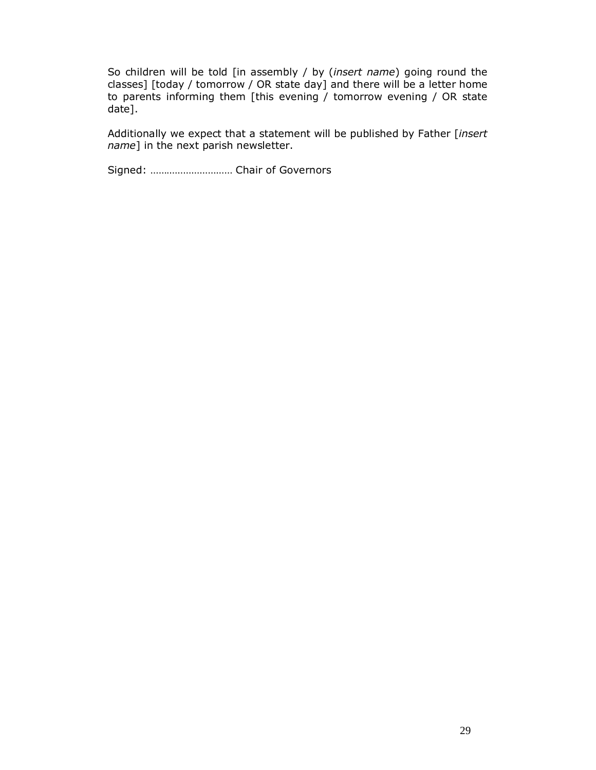So children will be told [in assembly / by (*insert name*) going round the classes] [today / tomorrow / OR state day] and there will be a letter home to parents informing them [this evening / tomorrow evening / OR state date].

Additionally we expect that a statement will be published by Father [*insert name*] in the next parish newsletter.

Signed: ……………………….. Chair of Governors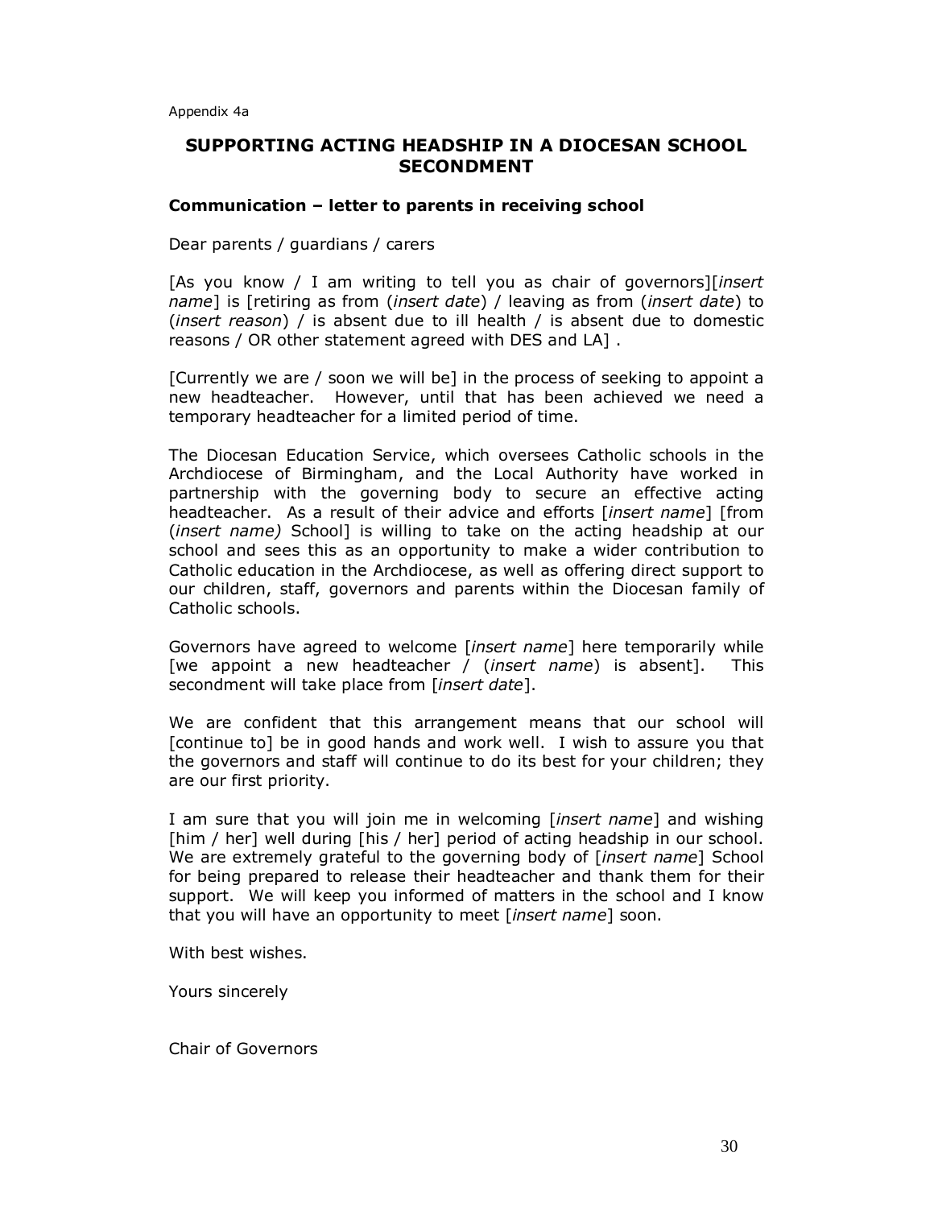Appendix 4a

## SUPPORTING ACTING HEADSHIP IN A DIOCESAN SCHOOL SECONDMENT

### Communication – letter to parents in receiving school

Dear parents / guardians / carers

[As you know / I am writing to tell you as chair of governors][*insert name*] is [retiring as from (*insert date*) / leaving as from (*insert date*) to (*insert reason*) / is absent due to ill health / is absent due to domestic reasons / OR other statement agreed with DES and LA] .

[Currently we are / soon we will be] in the process of seeking to appoint a new headteacher. However, until that has been achieved we need a temporary headteacher for a limited period of time.

The Diocesan Education Service, which oversees Catholic schools in the Archdiocese of Birmingham, and the Local Authority have worked in partnership with the governing body to secure an effective acting headteacher. As a result of their advice and efforts [*insert name*] [from (*insert name)* School] is willing to take on the acting headship at our school and sees this as an opportunity to make a wider contribution to Catholic education in the Archdiocese, as well as offering direct support to our children, staff, governors and parents within the Diocesan family of Catholic schools.

Governors have agreed to welcome [*insert name*] here temporarily while [we appoint a new headteacher / (*insert name*) is absent]. This secondment will take place from [*insert date*].

We are confident that this arrangement means that our school will [continue to] be in good hands and work well. I wish to assure you that the governors and staff will continue to do its best for your children; they are our first priority.

I am sure that you will join me in welcoming [*insert name*] and wishing [him / her] well during [his / her] period of acting headship in our school. We are extremely grateful to the governing body of [*insert name*] School for being prepared to release their headteacher and thank them for their support. We will keep you informed of matters in the school and I know that you will have an opportunity to meet [*insert name*] soon.

With best wishes.

Yours sincerely

Chair of Governors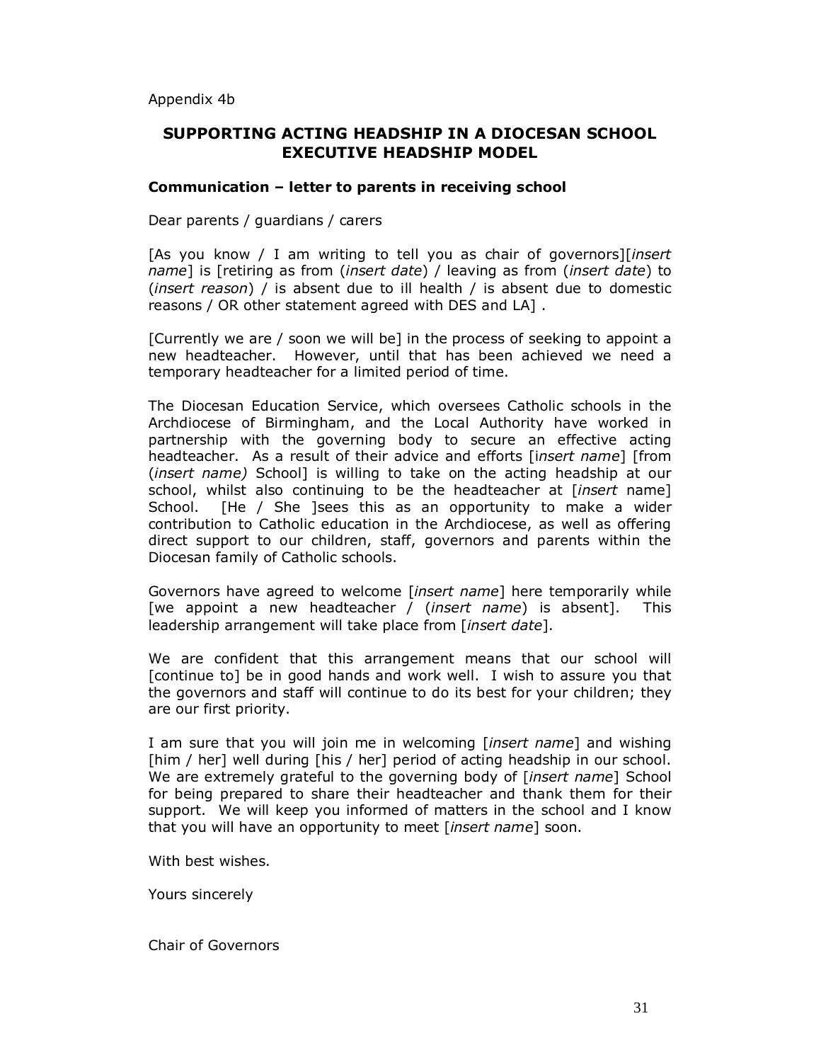Appendix 4b

# SUPPORTING ACTING HEADSHIP IN A DIOCESAN SCHOOL EXECUTIVE HEADSHIP MODEL

**Communication – letter to parents in receiving school**

Dear parents / guardians / carers

[As you know / I am writing to tell you as chair of governors][*insert name*] is [retiring as from (*insert date*) / leaving as from (*insert date*) to (*insert reason*) / is absent due to ill health / is absent due to domestic reasons / OR other statement agreed with DES and LA] .

[Currently we are / soon we will be] in the process of seeking to appoint a new headteacher. However, until that has been achieved we need a temporary headteacher for a limited period of time.

The Diocesan Education Service, which oversees Catholic schools in the Archdiocese of Birmingham, and the Local Authority have worked in partnership with the governing body to secure an effective acting headteacher. As a result of their advice and efforts [i*nsert name*] [from (*insert name)* School] is willing to take on the acting headship at our school, whilst also continuing to be the headteacher at [*insert* name] School. [He / She ]sees this as an opportunity to make a wider contribution to Catholic education in the Archdiocese, as well as offering direct support to our children, staff, governors and parents within the Diocesan family of Catholic schools.

Governors have agreed to welcome [*insert name*] here temporarily while [we appoint a new headteacher / (*insert name*) is absent]. This leadership arrangement will take place from [*insert date*].

We are confident that this arrangement means that our school will [continue to] be in good hands and work well. I wish to assure you that the governors and staff will continue to do its best for your children; they are our first priority.

I am sure that you will join me in welcoming [*insert name*] and wishing [him / her] well during [his / her] period of acting headship in our school. We are extremely grateful to the governing body of [*insert name*] School for being prepared to share their headteacher and thank them for their support. We will keep you informed of matters in the school and I know that you will have an opportunity to meet [*insert name*] soon.

With best wishes.

Yours sincerely

Chair of Governors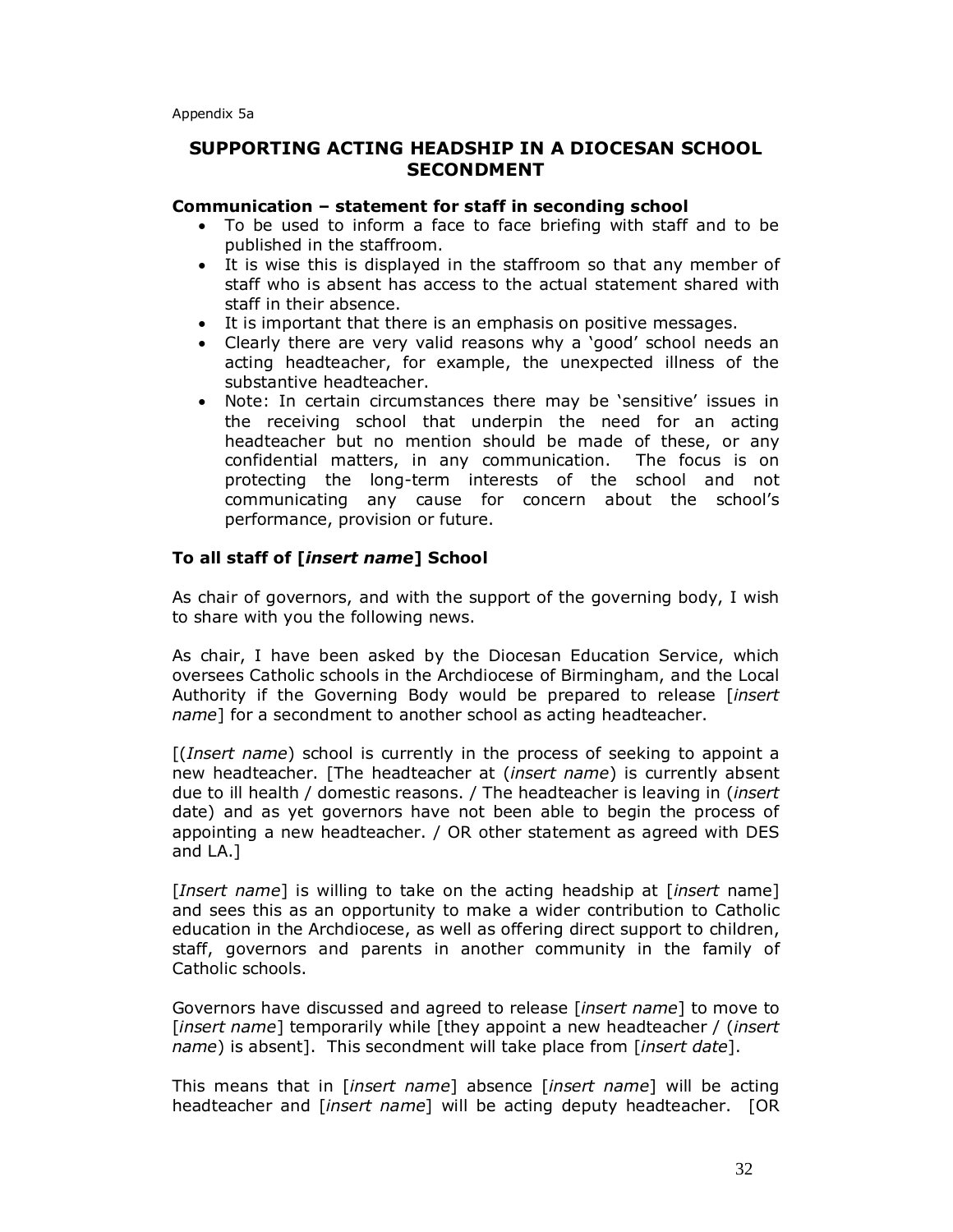Appendix 5a

## SUPPORTING ACTING HEADSHIP IN A DIOCESAN SCHOOL SECONDMENT

### Communication – statement for staff in seconding school

- To be used to inform a face to face briefing with staff and to be published in the staffroom.
- It is wise this is displayed in the staffroom so that any member of staff who is absent has access to the actual statement shared with staff in their absence.
- It is important that there is an emphasis on positive messages.
- Clearly there are very valid reasons why a 'good' school needs an acting headteacher, for example, the unexpected illness of the substantive headteacher.
- Note: In certain circumstances there may be 'sensitive' issues in the receiving school that underpin the need for an acting headteacher but no mention should be made of these, or any confidential matters, in any communication. The focus is on protecting the long-term interests of the school and not communicating any cause for concern about the school's performance, provision or future.

### To all staff of [*insert name*] School

As chair of governors, and with the support of the governing body, I wish to share with you the following news.

As chair, I have been asked by the Diocesan Education Service, which oversees Catholic schools in the Archdiocese of Birmingham, and the Local Authority if the Governing Body would be prepared to release [*insert name*] for a secondment to another school as acting headteacher.

[(*Insert name*) school is currently in the process of seeking to appoint a new headteacher. [The headteacher at (*insert name*) is currently absent due to ill health / domestic reasons. / The headteacher is leaving in (*insert* date) and as yet governors have not been able to begin the process of appointing a new headteacher. / OR other statement as agreed with DES and LA.]

[*Insert name*] is willing to take on the acting headship at [*insert* name] and sees this as an opportunity to make a wider contribution to Catholic education in the Archdiocese, as well as offering direct support to children, staff, governors and parents in another community in the family of Catholic schools.

Governors have discussed and agreed to release [*insert name*] to move to [*insert name*] temporarily while [they appoint a new headteacher / (*insert name*) is absent]. This secondment will take place from [*insert date*].

This means that in [*insert name*] absence [*insert name*] will be acting headteacher and [*insert name*] will be acting deputy headteacher. [OR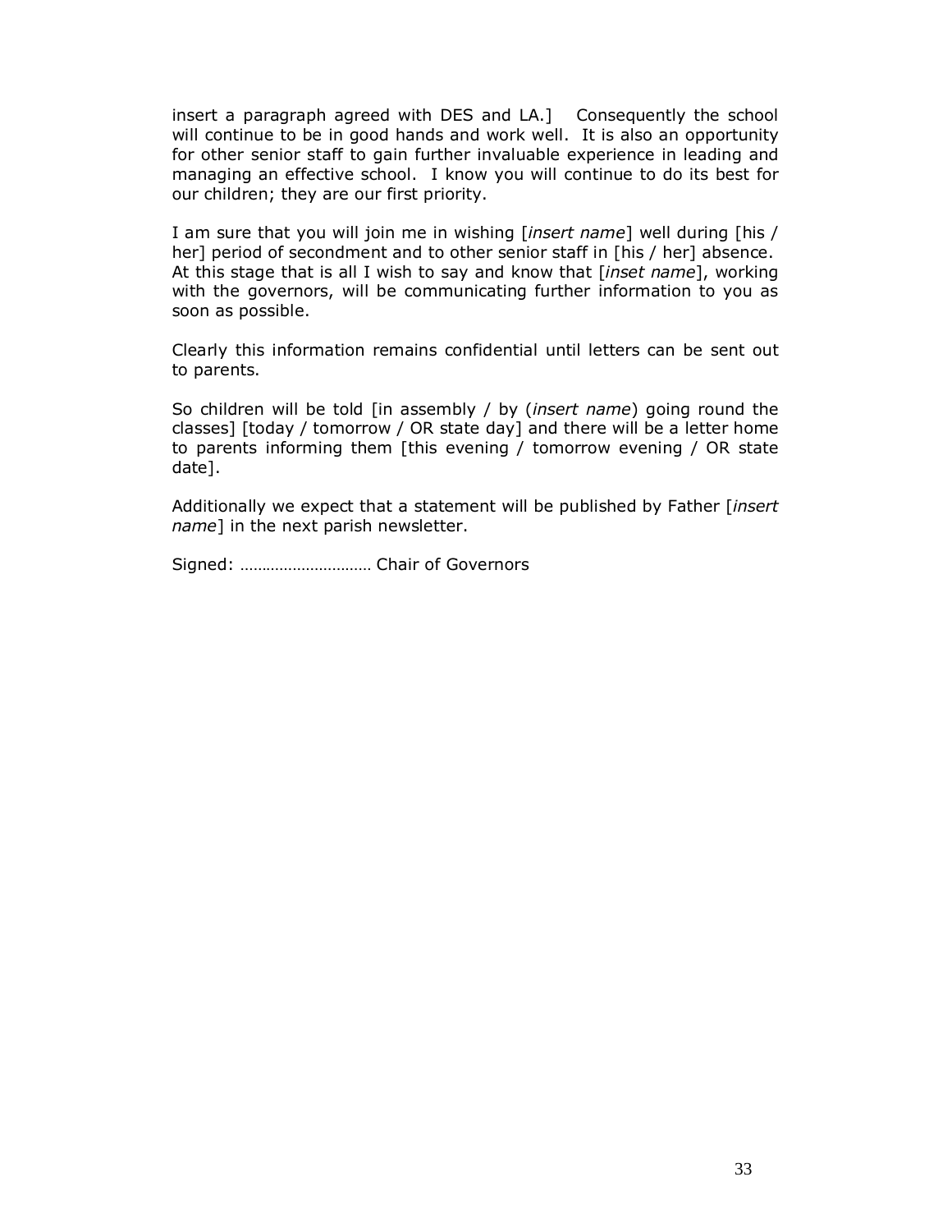insert a paragraph agreed with DES and LA.] Consequently the school will continue to be in good hands and work well. It is also an opportunity for other senior staff to gain further invaluable experience in leading and managing an effective school. I know you will continue to do its best for our children; they are our first priority.

I am sure that you will join me in wishing [*insert name*] well during [his / her] period of secondment and to other senior staff in [his / her] absence. At this stage that is all I wish to say and know that [*inset name*], working with the governors, will be communicating further information to you as soon as possible.

Clearly this information remains confidential until letters can be sent out to parents.

So children will be told [in assembly / by (*insert name*) going round the classes] [today / tomorrow / OR state day] and there will be a letter home to parents informing them [this evening / tomorrow evening / OR state date].

Additionally we expect that a statement will be published by Father [*insert name*] in the next parish newsletter.

Signed: ………………………… Chair of Governors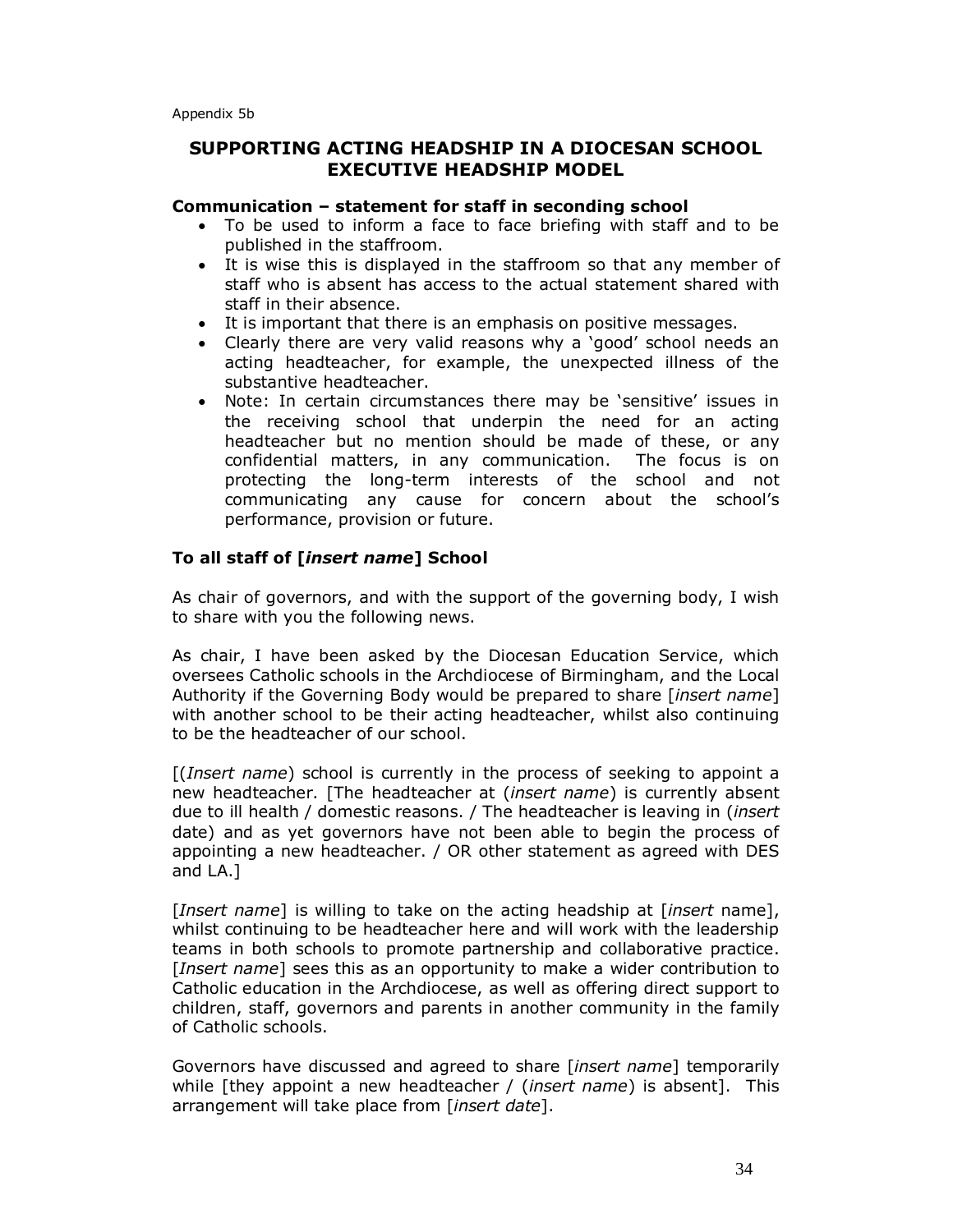Appendix 5b

## SUPPORTING ACTING HEADSHIP IN A DIOCESAN SCHOOL EXECUTIVE HEADSHIP MODEL

**Communication – statement for staff in seconding school**

- To be used to inform a face to face briefing with staff and to be published in the staffroom.
- It is wise this is displayed in the staffroom so that any member of staff who is absent has access to the actual statement shared with staff in their absence.
- It is important that there is an emphasis on positive messages.
- Clearly there are very valid reasons why a 'good' school needs an acting headteacher, for example, the unexpected illness of the substantive headteacher.
- Note: In certain circumstances there may be 'sensitive' issues in the receiving school that underpin the need for an acting headteacher but no mention should be made of these, or any confidential matters, in any communication. The focus is on protecting the long-term interests of the school and not communicating any cause for concern about the school's performance, provision or future.

**To all staff of [*insert name*] School**

As chair of governors, and with the support of the governing body, I wish to share with you the following news.

As chair, I have been asked by the Diocesan Education Service, which oversees Catholic schools in the Archdiocese of Birmingham, and the Local Authority if the Governing Body would be prepared to share [*insert name*] with another school to be their acting headteacher, whilst also continuing to be the headteacher of our school.

[(*Insert name*) school is currently in the process of seeking to appoint a new headteacher. [The headteacher at (*insert name*) is currently absent due to ill health / domestic reasons. / The headteacher is leaving in (*insert* date) and as yet governors have not been able to begin the process of appointing a new headteacher. / OR other statement as agreed with DES and LA.]

[*Insert name*] is willing to take on the acting headship at [*insert* name], whilst continuing to be headteacher here and will work with the leadership teams in both schools to promote partnership and collaborative practice. [*Insert name*] sees this as an opportunity to make a wider contribution to Catholic education in the Archdiocese, as well as offering direct support to children, staff, governors and parents in another community in the family of Catholic schools.

Governors have discussed and agreed to share [*insert name*] temporarily while [they appoint a new headteacher / (*insert name*) is absent]. This arrangement will take place from [*insert date*].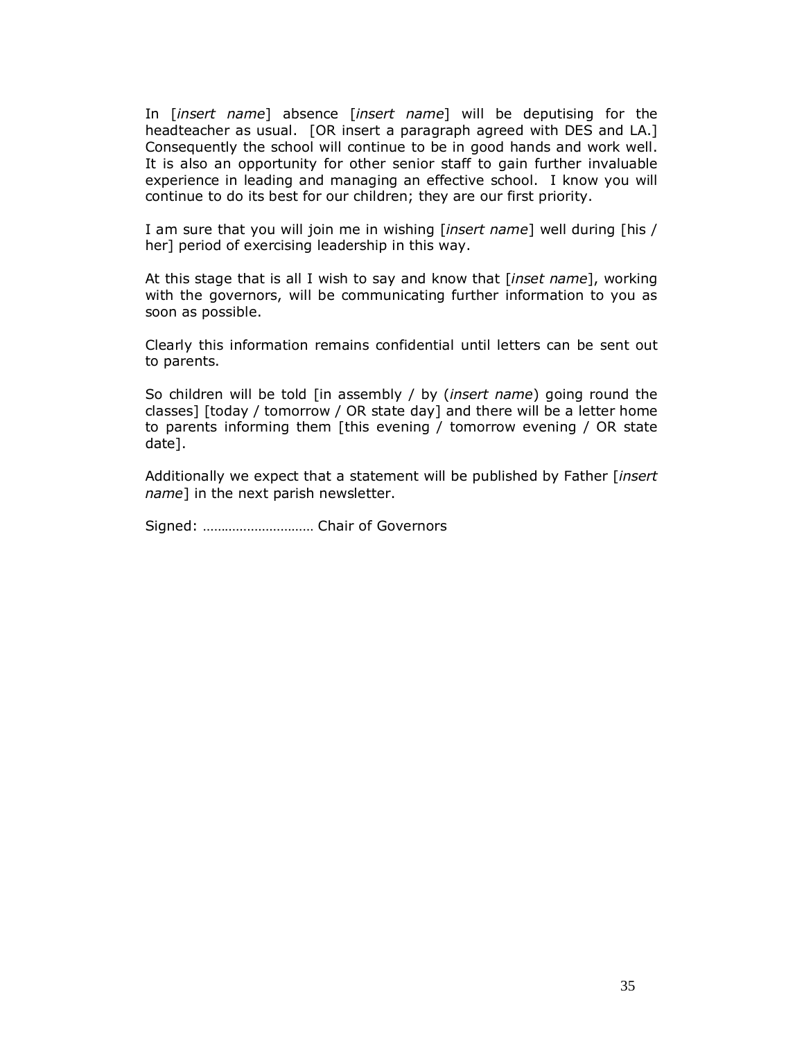In [*insert name*] absence [*insert name*] will be deputising for the headteacher as usual. [OR insert a paragraph agreed with DES and LA.] Consequently the school will continue to be in good hands and work well. It is also an opportunity for other senior staff to gain further invaluable experience in leading and managing an effective school. I know you will continue to do its best for our children; they are our first priority.

I am sure that you will join me in wishing [*insert name*] well during [his / her] period of exercising leadership in this way.

At this stage that is all I wish to say and know that [*inset name*], working with the governors, will be communicating further information to you as soon as possible.

Clearly this information remains confidential until letters can be sent out to parents.

So children will be told [in assembly / by (*insert name*) going round the classes] [today / tomorrow / OR state day] and there will be a letter home to parents informing them [this evening / tomorrow evening / OR state date].

Additionally we expect that a statement will be published by Father [*insert name*] in the next parish newsletter.

Signed: ………………………… Chair of Governors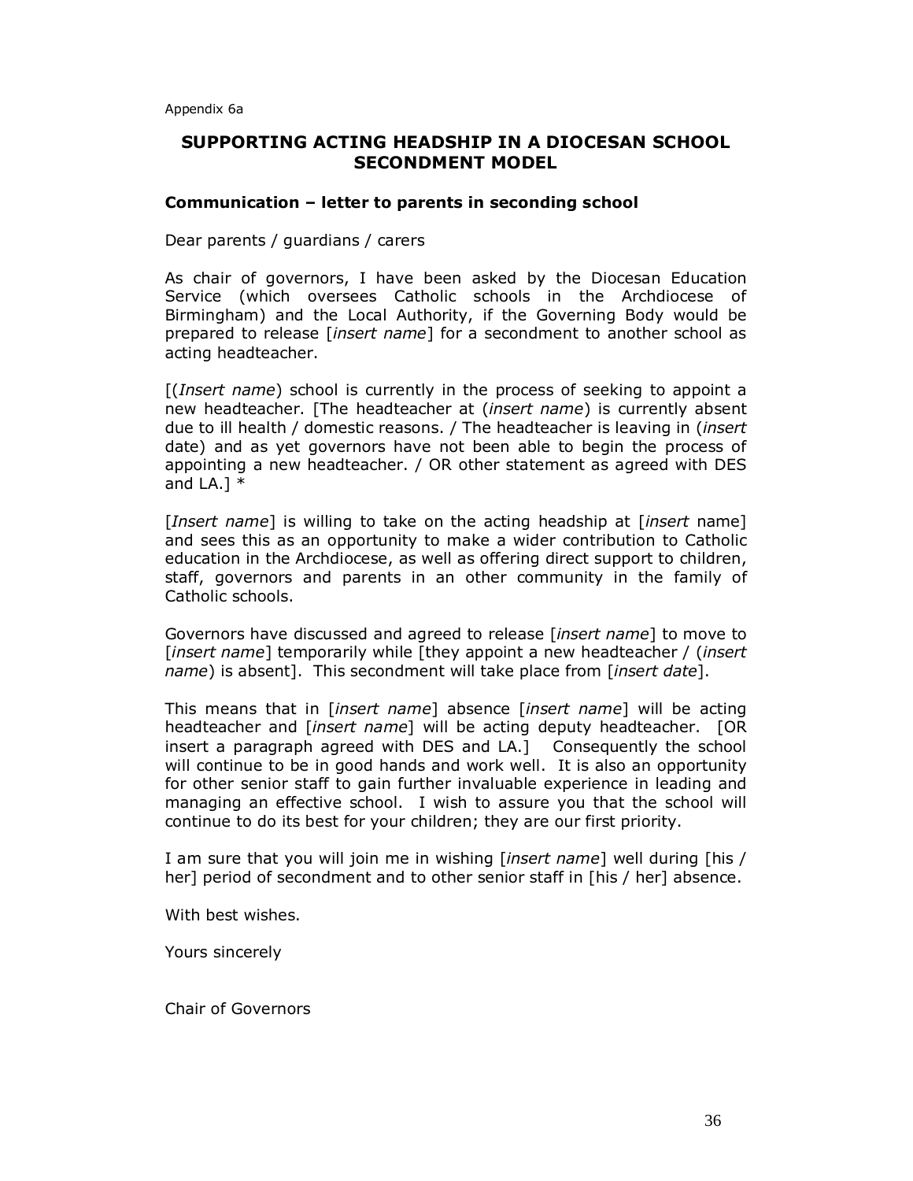Appendix 6a

## SUPPORTING ACTING HEADSHIP IN A DIOCESAN SCHOOL SECONDMENT MODEL

### Communication – letter to parents in seconding school

Dear parents / guardians / carers

As chair of governors, I have been asked by the Diocesan Education Service (which oversees Catholic schools in the Archdiocese of Birmingham) and the Local Authority, if the Governing Body would be prepared to release [*insert name*] for a secondment to another school as acting headteacher.

[(*Insert name*) school is currently in the process of seeking to appoint a new headteacher. [The headteacher at (*insert name*) is currently absent due to ill health / domestic reasons. / The headteacher is leaving in (*insert* date) and as yet governors have not been able to begin the process of appointing a new headteacher. / OR other statement as agreed with DES and LA.] *

[*Insert name*] is willing to take on the acting headship at [*insert* name] and sees this as an opportunity to make a wider contribution to Catholic education in the Archdiocese, as well as offering direct support to children, staff, governors and parents in an other community in the family of Catholic schools.

Governors have discussed and agreed to release [*insert name*] to move to [*insert name*] temporarily while [they appoint a new headteacher / (*insert name*) is absent]. This secondment will take place from [*insert date*].

This means that in [*insert name*] absence [*insert name*] will be acting headteacher and [*insert name*] will be acting deputy headteacher. [OR insert a paragraph agreed with DES and LA.] Consequently the school will continue to be in good hands and work well. It is also an opportunity for other senior staff to gain further invaluable experience in leading and managing an effective school. I wish to assure you that the school will continue to do its best for your children; they are our first priority.

I am sure that you will join me in wishing [*insert name*] well during [his / her] period of secondment and to other senior staff in [his / her] absence.

With best wishes.

Yours sincerely

Chair of Governors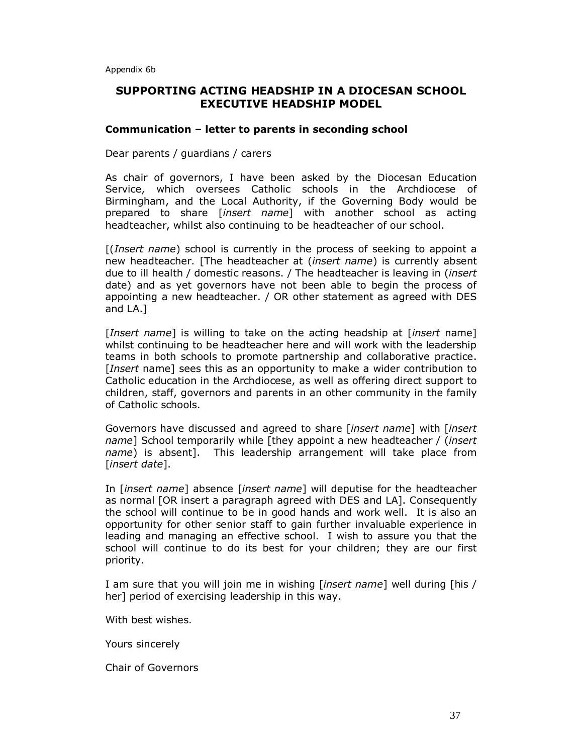Appendix 6b

## SUPPORTING ACTING HEADSHIP IN A DIOCESAN SCHOOL EXECUTIVE HEADSHIP MODEL

### Communication – letter to parents in seconding school

Dear parents / guardians / carers

As chair of governors, I have been asked by the Diocesan Education Service, which oversees Catholic schools in the Archdiocese of Birmingham, and the Local Authority, if the Governing Body would be prepared to share [*insert name*] with another school as acting headteacher, whilst also continuing to be headteacher of our school.

[(*Insert name*) school is currently in the process of seeking to appoint a new headteacher. [The headteacher at (*insert name*) is currently absent due to ill health / domestic reasons. / The headteacher is leaving in (*insert* date) and as yet governors have not been able to begin the process of appointing a new headteacher. / OR other statement as agreed with DES and LA.]

[*Insert name*] is willing to take on the acting headship at [*insert* name] whilst continuing to be headteacher here and will work with the leadership teams in both schools to promote partnership and collaborative practice. [*Insert* name] sees this as an opportunity to make a wider contribution to Catholic education in the Archdiocese, as well as offering direct support to children, staff, governors and parents in an other community in the family of Catholic schools.

Governors have discussed and agreed to share [*insert name*] with [*insert name*] School temporarily while [they appoint a new headteacher / (*insert name*) is absent]. This leadership arrangement will take place from [*insert date*].

In [*insert name*] absence [*insert name*] will deputise for the headteacher as normal [OR insert a paragraph agreed with DES and LA]. Consequently the school will continue to be in good hands and work well. It is also an opportunity for other senior staff to gain further invaluable experience in leading and managing an effective school. I wish to assure you that the school will continue to do its best for your children; they are our first priority.

I am sure that you will join me in wishing [*insert name*] well during [his / her] period of exercising leadership in this way.

With best wishes.

Yours sincerely

Chair of Governors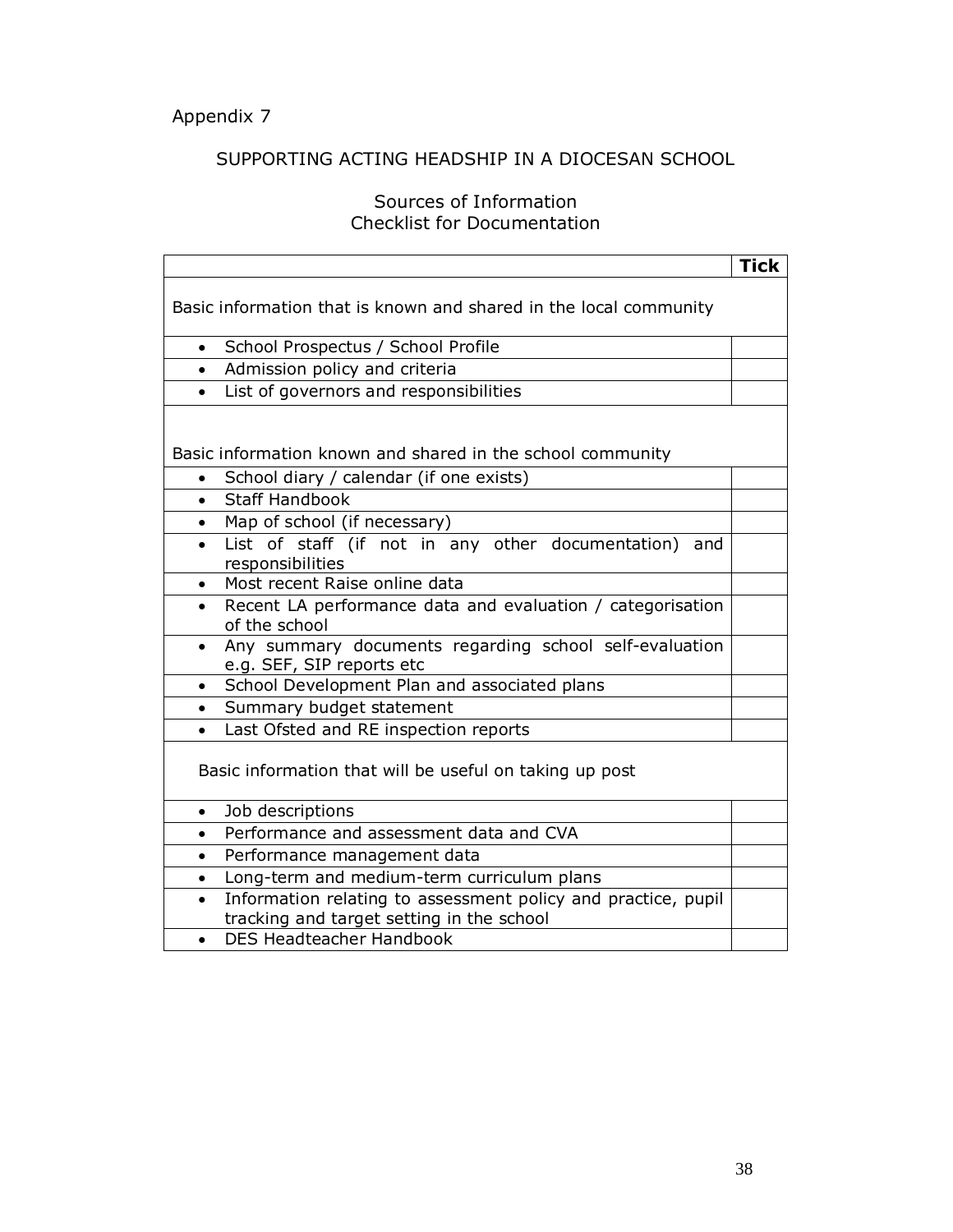Appendix 7

# SUPPORTING ACTING HEADSHIP IN A DIOCESAN SCHOOL

## Sources of Information
## Checklist for Documentation

| | Tick |
|---|---|
| Basic information that is known and shared in the local community | |
| • School Prospectus / School Profile | |
| • Admission policy and criteria | |
| • List of governors and responsibilities | |
| Basic information known and shared in the school community | |
| • School diary / calendar (if one exists) | |
| • Staff Handbook | |
| • Map of school (if necessary) | |
| • List of staff (if not in any other documentation) and responsibilities | |
| • Most recent Raise online data | |
| • Recent LA performance data and evaluation / categorisation of the school | |
| • Any summary documents regarding school self-evaluation e.g. SEF, SIP reports etc | |
| • School Development Plan and associated plans | |
| • Summary budget statement | |
| • Last Ofsted and RE inspection reports | |
| Basic information that will be useful on taking up post | |
| • Job descriptions | |
| • Performance and assessment data and CVA | |
| • Performance management data | |
| • Long-term and medium-term curriculum plans | |
| • Information relating to assessment policy and practice, pupil tracking and target setting in the school | |
| • DES Headteacher Handbook | |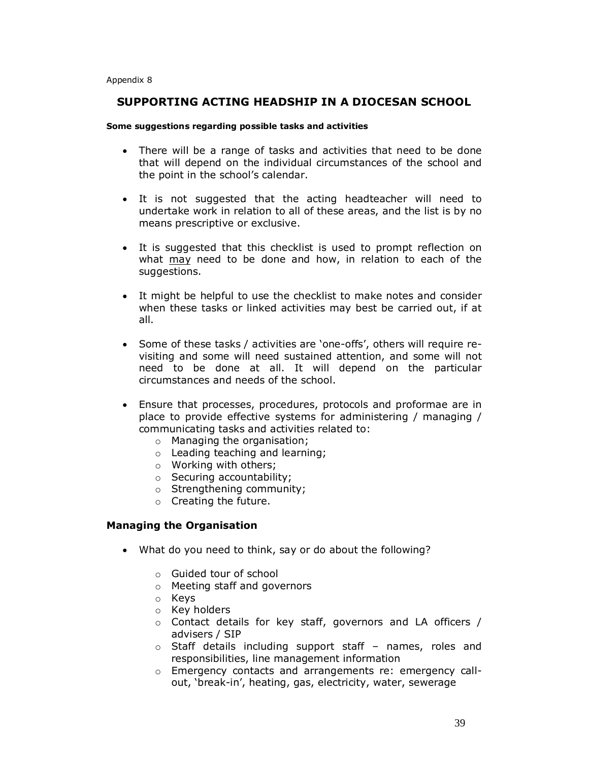Appendix 8

## SUPPORTING ACTING HEADSHIP IN A DIOCESAN SCHOOL

**Some suggestions regarding possible tasks and activities**

- There will be a range of tasks and activities that need to be done that will depend on the individual circumstances of the school and the point in the school's calendar.
- It is not suggested that the acting headteacher will need to undertake work in relation to all of these areas, and the list is by no means prescriptive or exclusive.
- It is suggested that this checklist is used to prompt reflection on what <u>may</u> need to be done and how, in relation to each of the suggestions.
- It might be helpful to use the checklist to make notes and consider when these tasks or linked activities may best be carried out, if at all.
- Some of these tasks / activities are 'one-offs', others will require re-visiting and some will need sustained attention, and some will not need to be done at all. It will depend on the particular circumstances and needs of the school.
- Ensure that processes, procedures, protocols and proformae are in place to provide effective systems for administering / managing / communicating tasks and activities related to:
    - Managing the organisation;
    - Leading teaching and learning;
    - Working with others;
    - Securing accountability;
    - Strengthening community;
    - Creating the future.

### Managing the Organisation

- What do you need to think, say or do about the following?
    - Guided tour of school
    - Meeting staff and governors
    - Keys
    - Key holders
    - Contact details for key staff, governors and LA officers / advisers / SIP
    - Staff details including support staff – names, roles and responsibilities, line management information
    - Emergency contacts and arrangements re: emergency call-out, 'break-in', heating, gas, electricity, water, sewerage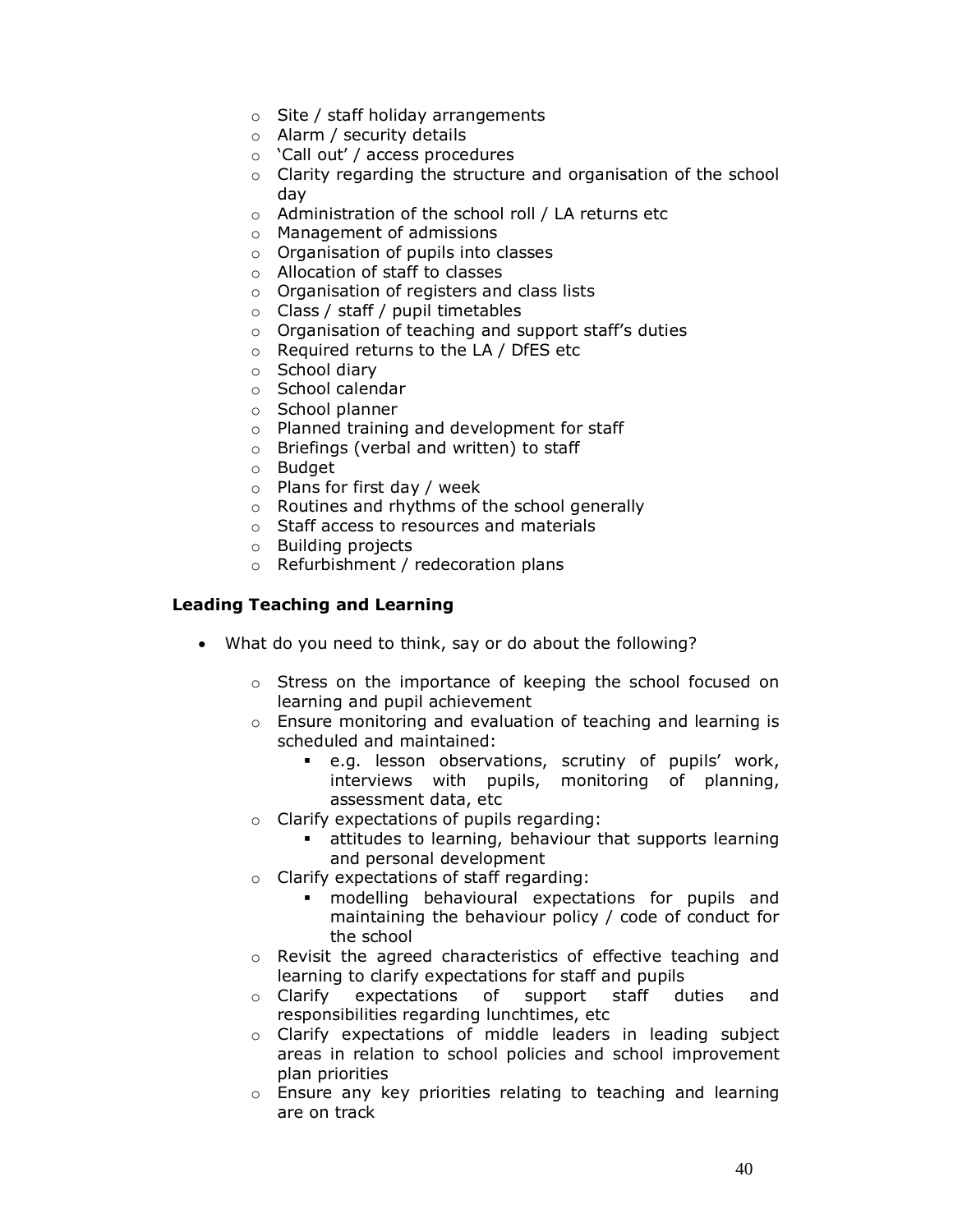- Site / staff holiday arrangements
- Alarm / security details
- 'Call out' / access procedures
- Clarity regarding the structure and organisation of the school day
- Administration of the school roll / LA returns etc
- Management of admissions
- Organisation of pupils into classes
- Allocation of staff to classes
- Organisation of registers and class lists
- Class / staff / pupil timetables
- Organisation of teaching and support staff's duties
- Required returns to the LA / DfES etc
- School diary
- School calendar
- School planner
- Planned training and development for staff
- Briefings (verbal and written) to staff
- Budget
- Plans for first day / week
- Routines and rhythms of the school generally
- Staff access to resources and materials
- Building projects
- Refurbishment / redecoration plans

**Leading Teaching and Learning**

- What do you need to think, say or do about the following?
  - Stress on the importance of keeping the school focused on learning and pupil achievement
  - Ensure monitoring and evaluation of teaching and learning is scheduled and maintained:
    - e.g. lesson observations, scrutiny of pupils' work, interviews with pupils, monitoring of planning, assessment data, etc
  - Clarify expectations of pupils regarding:
    - attitudes to learning, behaviour that supports learning and personal development
  - Clarify expectations of staff regarding:
    - modelling behavioural expectations for pupils and maintaining the behaviour policy / code of conduct for the school
  - Revisit the agreed characteristics of effective teaching and learning to clarify expectations for staff and pupils
  - Clarify expectations of support staff duties and responsibilities regarding lunchtimes, etc
  - Clarify expectations of middle leaders in leading subject areas in relation to school policies and school improvement plan priorities
  - Ensure any key priorities relating to teaching and learning are on track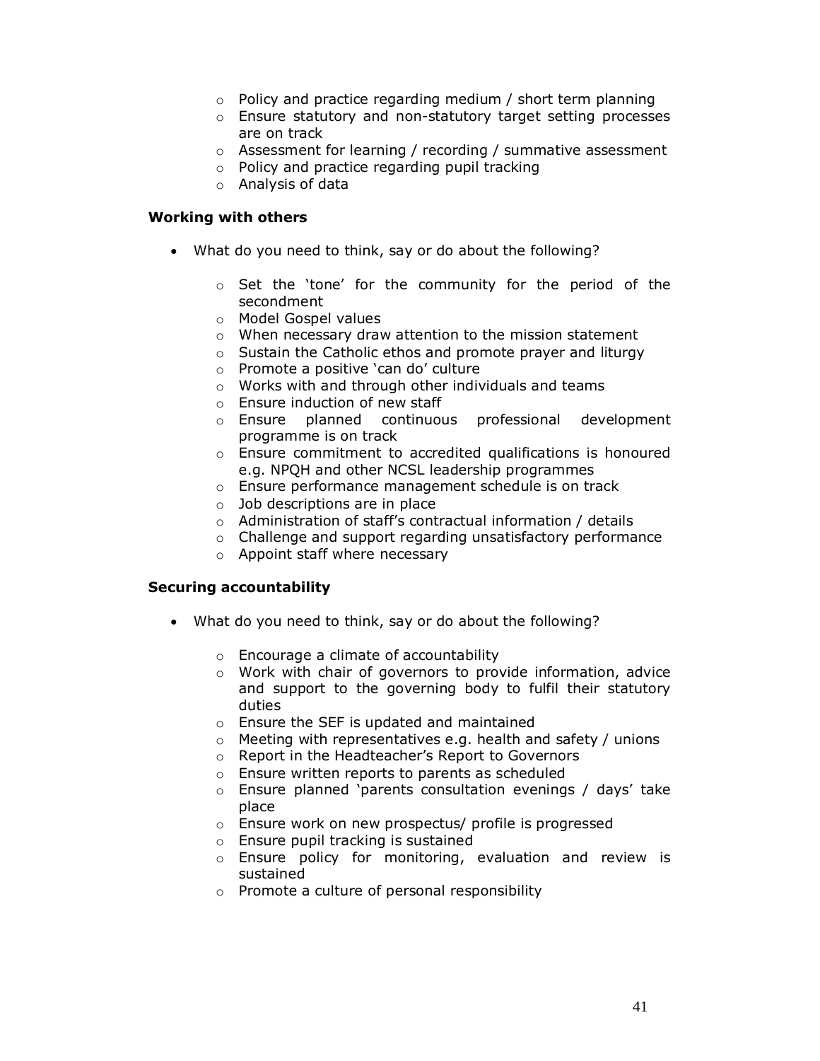- Policy and practice regarding medium / short term planning
- Ensure statutory and non-statutory target setting processes are on track
- Assessment for learning / recording / summative assessment
- Policy and practice regarding pupil tracking
- Analysis of data

**Working with others**

- What do you need to think, say or do about the following?
  - Set the 'tone' for the community for the period of the secondment
  - Model Gospel values
  - When necessary draw attention to the mission statement
  - Sustain the Catholic ethos and promote prayer and liturgy
  - Promote a positive 'can do' culture
  - Works with and through other individuals and teams
  - Ensure induction of new staff
  - Ensure planned continuous professional development programme is on track
  - Ensure commitment to accredited qualifications is honoured e.g. NPQH and other NCSL leadership programmes
  - Ensure performance management schedule is on track
  - Job descriptions are in place
  - Administration of staff's contractual information / details
  - Challenge and support regarding unsatisfactory performance
  - Appoint staff where necessary

**Securing accountability**

- What do you need to think, say or do about the following?
  - Encourage a climate of accountability
  - Work with chair of governors to provide information, advice and support to the governing body to fulfil their statutory duties
  - Ensure the SEF is updated and maintained
  - Meeting with representatives e.g. health and safety / unions
  - Report in the Headteacher's Report to Governors
  - Ensure written reports to parents as scheduled
  - Ensure planned 'parents consultation evenings / days' take place
  - Ensure work on new prospectus/ profile is progressed
  - Ensure pupil tracking is sustained
  - Ensure policy for monitoring, evaluation and review is sustained
  - Promote a culture of personal responsibility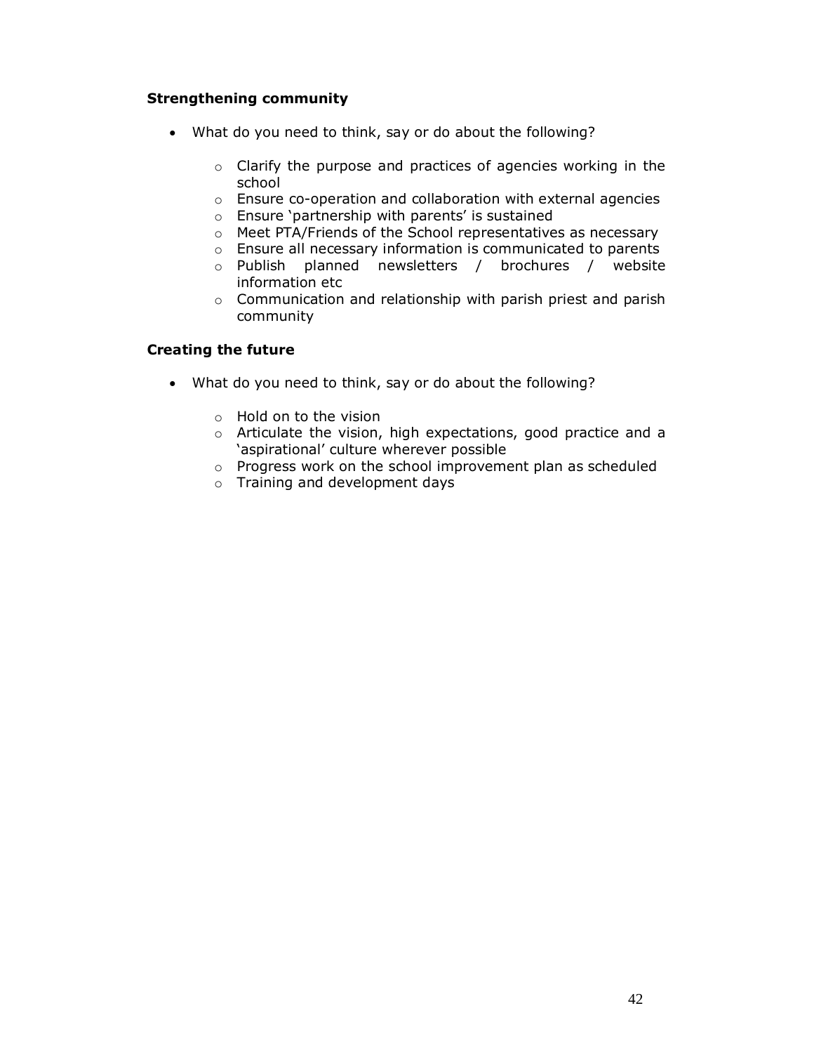**Strengthening community**

- What do you need to think, say or do about the following?
  - Clarify the purpose and practices of agencies working in the school
  - Ensure co-operation and collaboration with external agencies
  - Ensure 'partnership with parents' is sustained
  - Meet PTA/Friends of the School representatives as necessary
  - Ensure all necessary information is communicated to parents
  - Publish planned newsletters / brochures / website information etc
  - Communication and relationship with parish priest and parish community

**Creating the future**

- What do you need to think, say or do about the following?
  - Hold on to the vision
  - Articulate the vision, high expectations, good practice and a 'aspirational' culture wherever possible
  - Progress work on the school improvement plan as scheduled
  - Training and development days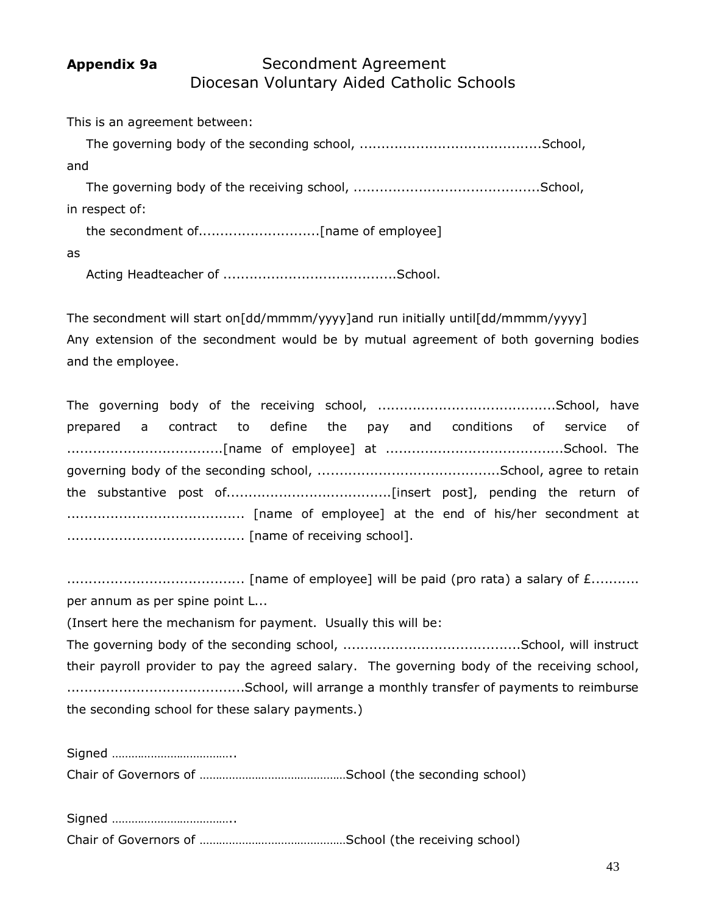**Appendix 9a** Secondment Agreement

Diocesan Voluntary Aided Catholic Schools

This is an agreement between:

The governing body of the seconding school, ..........................................School,

and

The governing body of the receiving school, ...........................................School,

in respect of:

the secondment of............................[name of employee]

as

Acting Headteacher of .......................................School.

The secondment will start on[dd/mmmm/yyyy]and run initially until[dd/mmmm/yyyy]

Any extension of the secondment would be by mutual agreement of both governing bodies and the employee.

The governing body of the receiving school, .........................................School, have prepared a contract to define the pay and conditions of service of ....................................[name of employee] at .........................................School. The governing body of the seconding school, ..........................................School, agree to retain the substantive post of......................................[insert post], pending the return of ......................................... [name of employee] at the end of his/her secondment at ......................................... [name of receiving school].

......................................... [name of employee] will be paid (pro rata) a salary of £........... per annum as per spine point L...

(Insert here the mechanism for payment. Usually this will be:

The governing body of the seconding school, .........................................School, will instruct their payroll provider to pay the agreed salary. The governing body of the receiving school, .........................................School, will arrange a monthly transfer of payments to reimburse the seconding school for these salary payments.)

Signed ………………………………..

Chair of Governors of ………………………………………School (the seconding school)

Signed ………………………………..

Chair of Governors of ………………………………………School (the receiving school)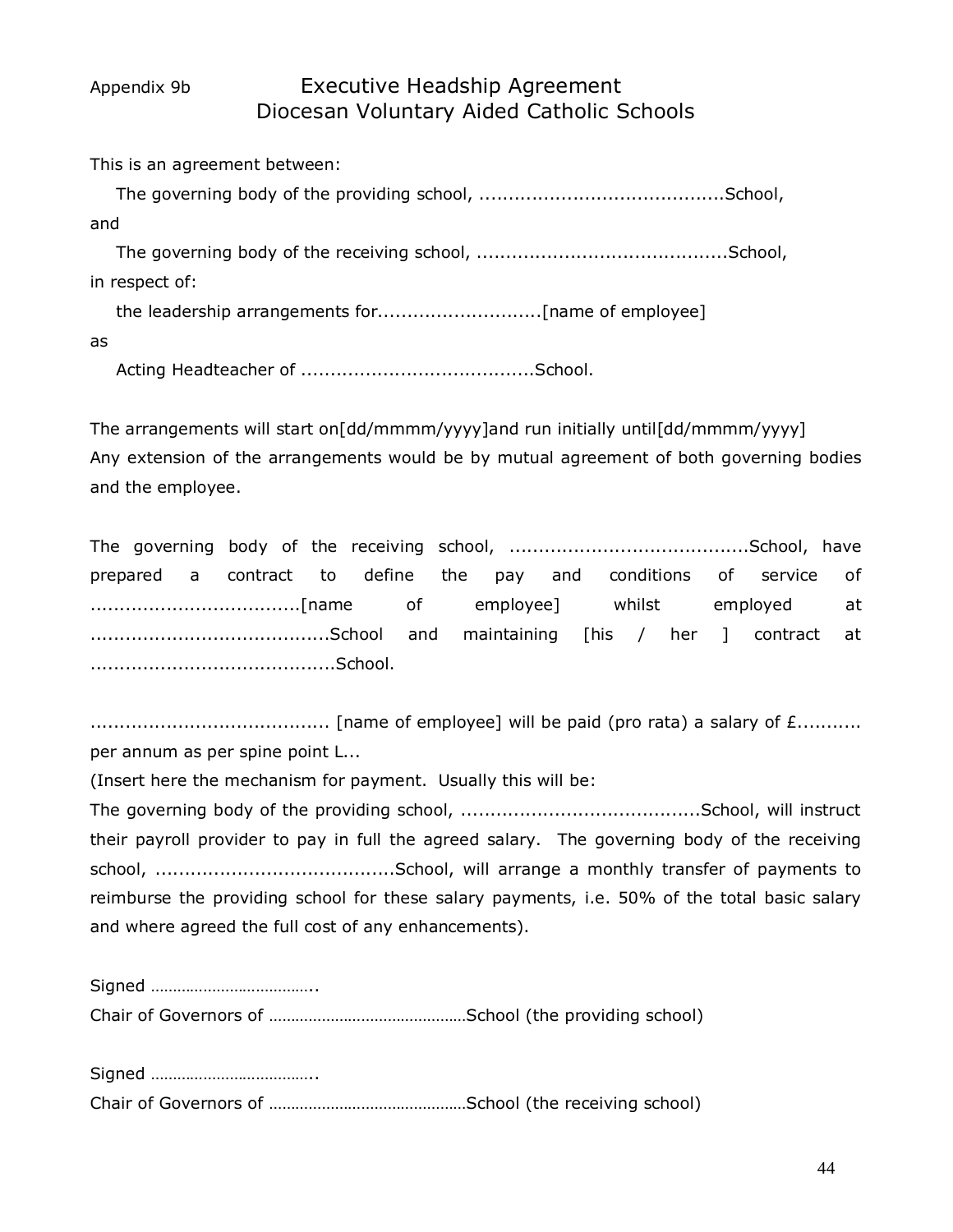Appendix 9b

# Executive Headship Agreement
## Diocesan Voluntary Aided Catholic Schools

This is an agreement between:

The governing body of the providing school, ..........................................School,

and

The governing body of the receiving school, ..........................................School,

in respect of:

the leadership arrangements for............................[name of employee]

as

Acting Headteacher of .......................................School.

The arrangements will start on[dd/mmmm/yyyy]and run initially until[dd/mmmm/yyyy]
Any extension of the arrangements would be by mutual agreement of both governing bodies and the employee.

The governing body of the receiving school, .........................................School, have prepared a contract to define the pay and conditions of service of ....................................[name of employee] whilst employed at ........................................School and maintaining [his / her ] contract at ..........................................School.

......................................... [name of employee] will be paid (pro rata) a salary of £........... per annum as per spine point L...
(Insert here the mechanism for payment. Usually this will be:
The governing body of the providing school, .........................................School, will instruct their payroll provider to pay in full the agreed salary. The governing body of the receiving school, .........................................School, will arrange a monthly transfer of payments to reimburse the providing school for these salary payments, i.e. 50% of the total basic salary and where agreed the full cost of any enhancements).

Signed ………………………………..
Chair of Governors of ………………………………………School (the providing school)

Signed ………………………………..
Chair of Governors of ………………………………………School (the receiving school)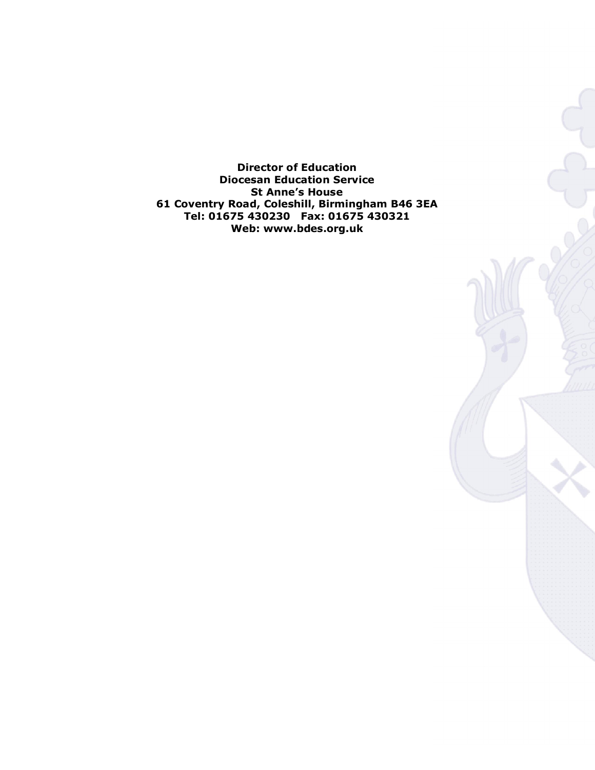**Director of Education**
**Diocesan Education Service**
**St Anne's House**
**61 Coventry Road, Coleshill, Birmingham B46 3EA**
**Tel: 01675 430230   Fax: 01675 430321**
**Web: www.bdes.org.uk**